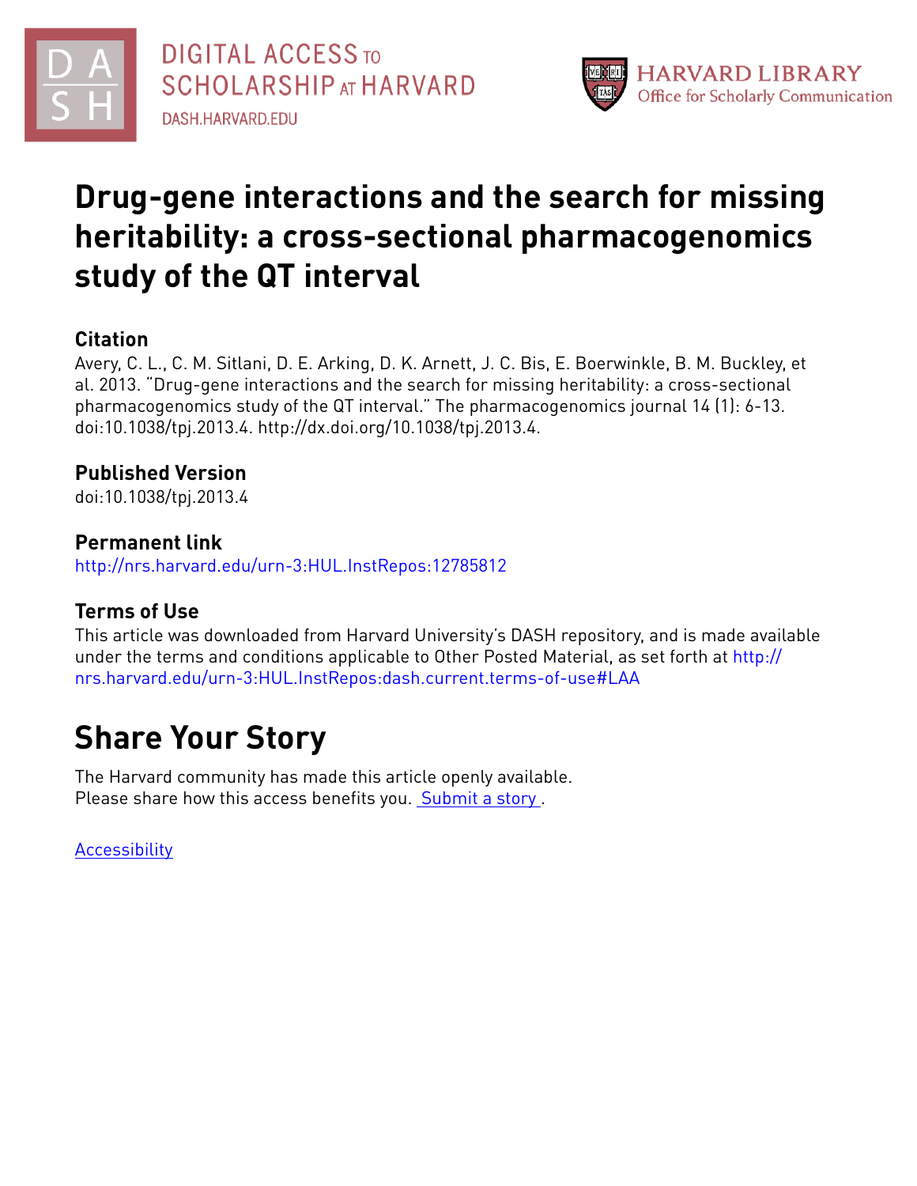# Drug-gene interactions and the search for missing heritability: a cross-sectional pharmacogenomics study of the QT interval

## Citation

Avery, C. L., C. M. Sitlani, D. E. Arking, D. K. Arnett, J. C. Bis, E. Boerwinkle, B. M. Buckley, et al. 2013. "Drug-gene interactions and the search for missing heritability: a cross-sectional pharmacogenomics study of the QT interval." The pharmacogenomics journal 14 (1): 6-13. doi:10.1038/tpj.2013.4. http://dx.doi.org/10.1038/tpj.2013.4.

## Published Version

doi:10.1038/tpj.2013.4

## Permanent link

http://nrs.harvard.edu/urn-3:HUL.InstRepos:12785812

## Terms of Use

This article was downloaded from Harvard University's DASH repository, and is made available under the terms and conditions applicable to Other Posted Material, as set forth at http://nrs.harvard.edu/urn-3:HUL.InstRepos:dash.current.terms-of-use#LAA

# Share Your Story

The Harvard community has made this article openly available.
Please share how this access benefits you. Submit a story .

Accessibility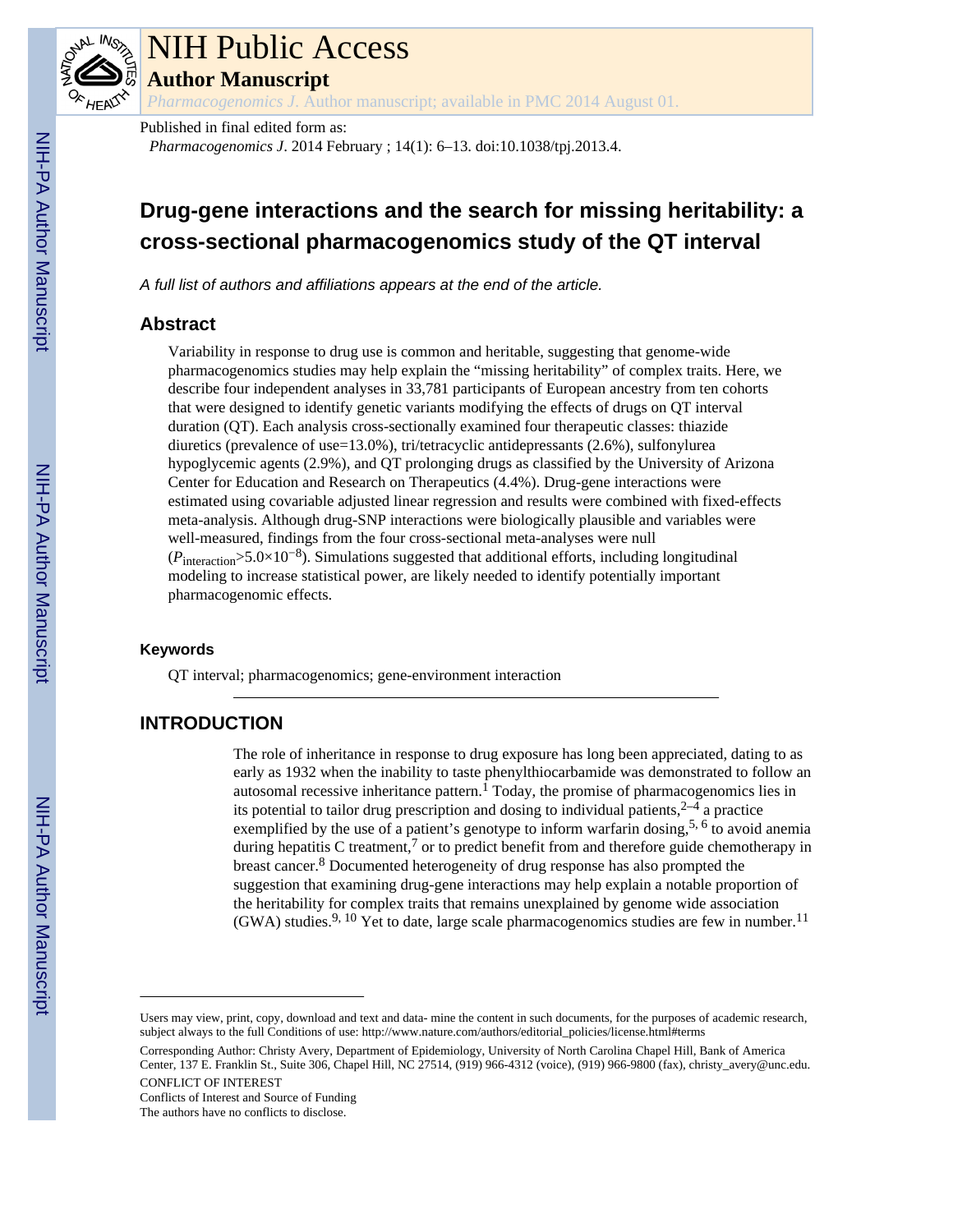# Drug-gene interactions and the search for missing heritability: a cross-sectional pharmacogenomics study of the QT interval

*A full list of authors and affiliations appears at the end of the article.*

## Abstract

Variability in response to drug use is common and heritable, suggesting that genome-wide pharmacogenomics studies may help explain the "missing heritability" of complex traits. Here, we describe four independent analyses in 33,781 participants of European ancestry from ten cohorts that were designed to identify genetic variants modifying the effects of drugs on QT interval duration (QT). Each analysis cross-sectionally examined four therapeutic classes: thiazide diuretics (prevalence of use=13.0%), tri/tetracyclic antidepressants (2.6%), sulfonylurea hypoglycemic agents (2.9%), and QT prolonging drugs as classified by the University of Arizona Center for Education and Research on Therapeutics (4.4%). Drug-gene interactions were estimated using covariable adjusted linear regression and results were combined with fixed-effects meta-analysis. Although drug-SNP interactions were biologically plausible and variables were well-measured, findings from the four cross-sectional meta-analyses were null ($P_{interaction}>5.0\times10^{-8}$). Simulations suggested that additional efforts, including longitudinal modeling to increase statistical power, are likely needed to identify potentially important pharmacogenomic effects.

### Keywords

QT interval; pharmacogenomics; gene-environment interaction

## INTRODUCTION

The role of inheritance in response to drug exposure has long been appreciated, dating to as early as 1932 when the inability to taste phenylthiocarbamide was demonstrated to follow an autosomal recessive inheritance pattern.[1] Today, the promise of pharmacogenomics lies in its potential to tailor drug prescription and dosing to individual patients,[2–4] a practice exemplified by the use of a patient's genotype to inform warfarin dosing,[5, 6] to avoid anemia during hepatitis C treatment,[7] or to predict benefit from and therefore guide chemotherapy in breast cancer.[8] Documented heterogeneity of drug response has also prompted the suggestion that examining drug-gene interactions may help explain a notable proportion of the heritability for complex traits that remains unexplained by genome wide association (GWA) studies.[9, 10] Yet to date, large scale pharmacogenomics studies are few in number.[11]

Users may view, print, copy, download and text and data- mine the content in such documents, for the purposes of academic research, subject always to the full Conditions of use: http://www.nature.com/authors/editorial_policies/license.html#terms

Corresponding Author: Christy Avery, Department of Epidemiology, University of North Carolina Chapel Hill, Bank of America Center, 137 E. Franklin St., Suite 306, Chapel Hill, NC 27514, (919) 966-4312 (voice), (919) 966-9800 (fax), christy_avery@unc.edu.

CONFLICT OF INTEREST

Conflicts of Interest and Source of Funding

The authors have no conflicts to disclose.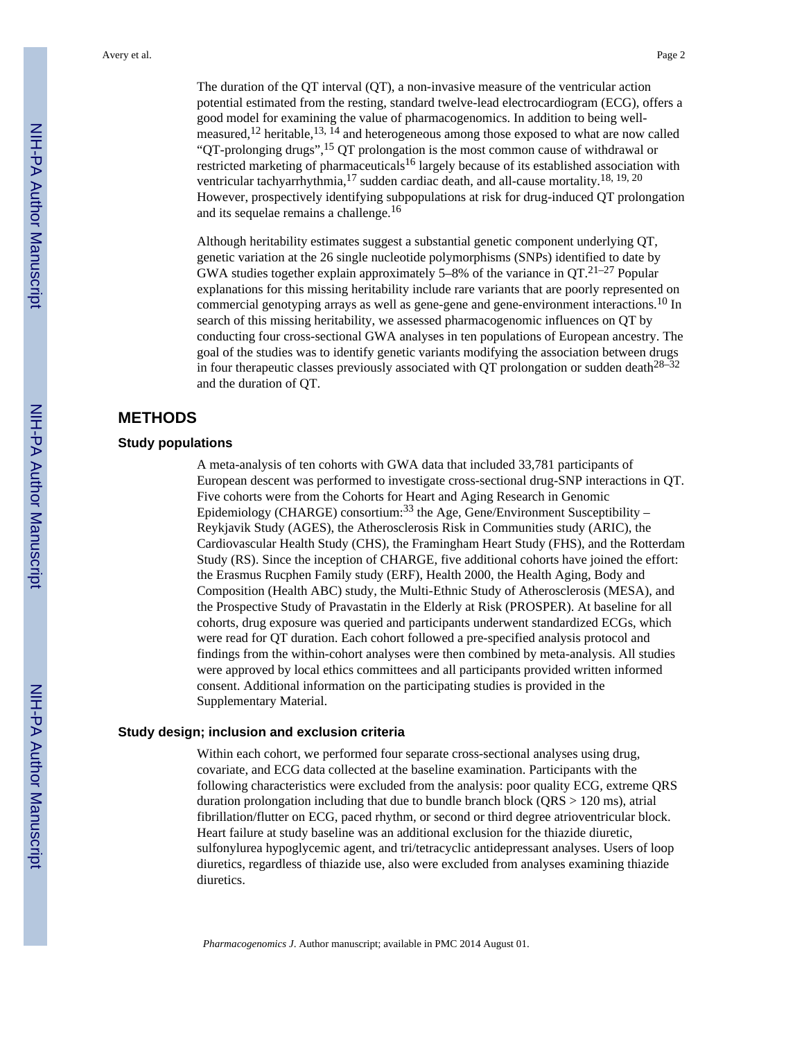The duration of the QT interval (QT), a non-invasive measure of the ventricular action potential estimated from the resting, standard twelve-lead electrocardiogram (ECG), offers a good model for examining the value of pharmacogenomics. In addition to being well-measured,[12] heritable,[13, 14] and heterogeneous among those exposed to what are now called "QT-prolonging drugs",[15] QT prolongation is the most common cause of withdrawal or restricted marketing of pharmaceuticals[16] largely because of its established association with ventricular tachyarrhythmia,[17] sudden cardiac death, and all-cause mortality.[18, 19, 20] However, prospectively identifying subpopulations at risk for drug-induced QT prolongation and its sequelae remains a challenge.[16]

Although heritability estimates suggest a substantial genetic component underlying QT, genetic variation at the 26 single nucleotide polymorphisms (SNPs) identified to date by GWA studies together explain approximately 5–8% of the variance in QT.[21–27] Popular explanations for this missing heritability include rare variants that are poorly represented on commercial genotyping arrays as well as gene-gene and gene-environment interactions.[10] In search of this missing heritability, we assessed pharmacogenomic influences on QT by conducting four cross-sectional GWA analyses in ten populations of European ancestry. The goal of the studies was to identify genetic variants modifying the association between drugs in four therapeutic classes previously associated with QT prolongation or sudden death[28–32] and the duration of QT.

# METHODS

## Study populations

A meta-analysis of ten cohorts with GWA data that included 33,781 participants of European descent was performed to investigate cross-sectional drug-SNP interactions in QT. Five cohorts were from the Cohorts for Heart and Aging Research in Genomic Epidemiology (CHARGE) consortium:[33] the Age, Gene/Environment Susceptibility – Reykjavik Study (AGES), the Atherosclerosis Risk in Communities study (ARIC), the Cardiovascular Health Study (CHS), the Framingham Heart Study (FHS), and the Rotterdam Study (RS). Since the inception of CHARGE, five additional cohorts have joined the effort: the Erasmus Rucphen Family study (ERF), Health 2000, the Health Aging, Body and Composition (Health ABC) study, the Multi-Ethnic Study of Atherosclerosis (MESA), and the Prospective Study of Pravastatin in the Elderly at Risk (PROSPER). At baseline for all cohorts, drug exposure was queried and participants underwent standardized ECGs, which were read for QT duration. Each cohort followed a pre-specified analysis protocol and findings from the within-cohort analyses were then combined by meta-analysis. All studies were approved by local ethics committees and all participants provided written informed consent. Additional information on the participating studies is provided in the Supplementary Material.

## Study design; inclusion and exclusion criteria

Within each cohort, we performed four separate cross-sectional analyses using drug, covariate, and ECG data collected at the baseline examination. Participants with the following characteristics were excluded from the analysis: poor quality ECG, extreme QRS duration prolongation including that due to bundle branch block (QRS > 120 ms), atrial fibrillation/flutter on ECG, paced rhythm, or second or third degree atrioventricular block. Heart failure at study baseline was an additional exclusion for the thiazide diuretic, sulfonylurea hypoglycemic agent, and tri/tetracyclic antidepressant analyses. Users of loop diuretics, regardless of thiazide use, also were excluded from analyses examining thiazide diuretics.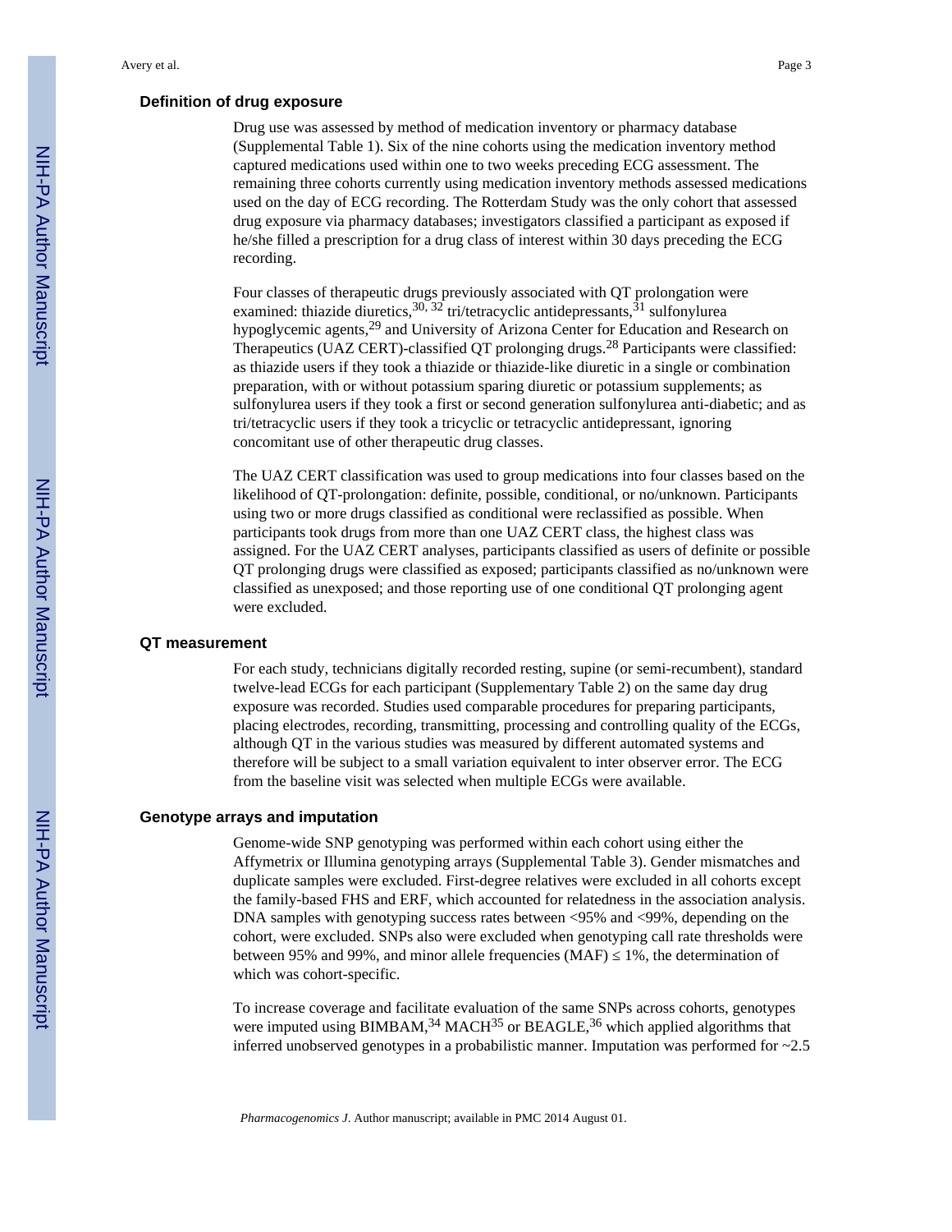### Definition of drug exposure

Drug use was assessed by method of medication inventory or pharmacy database (Supplemental Table 1). Six of the nine cohorts using the medication inventory method captured medications used within one to two weeks preceding ECG assessment. The remaining three cohorts currently using medication inventory methods assessed medications used on the day of ECG recording. The Rotterdam Study was the only cohort that assessed drug exposure via pharmacy databases; investigators classified a participant as exposed if he/she filled a prescription for a drug class of interest within 30 days preceding the ECG recording.

Four classes of therapeutic drugs previously associated with QT prolongation were examined: thiazide diuretics,[30, 32] tri/tetracyclic antidepressants,[31] sulfonylurea hypoglycemic agents,[29] and University of Arizona Center for Education and Research on Therapeutics (UAZ CERT)-classified QT prolonging drugs.[28] Participants were classified: as thiazide users if they took a thiazide or thiazide-like diuretic in a single or combination preparation, with or without potassium sparing diuretic or potassium supplements; as sulfonylurea users if they took a first or second generation sulfonylurea anti-diabetic; and as tri/tetracyclic users if they took a tricyclic or tetracyclic antidepressant, ignoring concomitant use of other therapeutic drug classes.

The UAZ CERT classification was used to group medications into four classes based on the likelihood of QT-prolongation: definite, possible, conditional, or no/unknown. Participants using two or more drugs classified as conditional were reclassified as possible. When participants took drugs from more than one UAZ CERT class, the highest class was assigned. For the UAZ CERT analyses, participants classified as users of definite or possible QT prolonging drugs were classified as exposed; participants classified as no/unknown were classified as unexposed; and those reporting use of one conditional QT prolonging agent were excluded.

### QT measurement

For each study, technicians digitally recorded resting, supine (or semi-recumbent), standard twelve-lead ECGs for each participant (Supplementary Table 2) on the same day drug exposure was recorded. Studies used comparable procedures for preparing participants, placing electrodes, recording, transmitting, processing and controlling quality of the ECGs, although QT in the various studies was measured by different automated systems and therefore will be subject to a small variation equivalent to inter observer error. The ECG from the baseline visit was selected when multiple ECGs were available.

### Genotype arrays and imputation

Genome-wide SNP genotyping was performed within each cohort using either the Affymetrix or Illumina genotyping arrays (Supplemental Table 3). Gender mismatches and duplicate samples were excluded. First-degree relatives were excluded in all cohorts except the family-based FHS and ERF, which accounted for relatedness in the association analysis. DNA samples with genotyping success rates between <95% and <99%, depending on the cohort, were excluded. SNPs also were excluded when genotyping call rate thresholds were between 95% and 99%, and minor allele frequencies (MAF) ≤ 1%, the determination of which was cohort-specific.

To increase coverage and facilitate evaluation of the same SNPs across cohorts, genotypes were imputed using BIMBAM,[34] MACH[35] or BEAGLE,[36] which applied algorithms that inferred unobserved genotypes in a probabilistic manner. Imputation was performed for ~2.5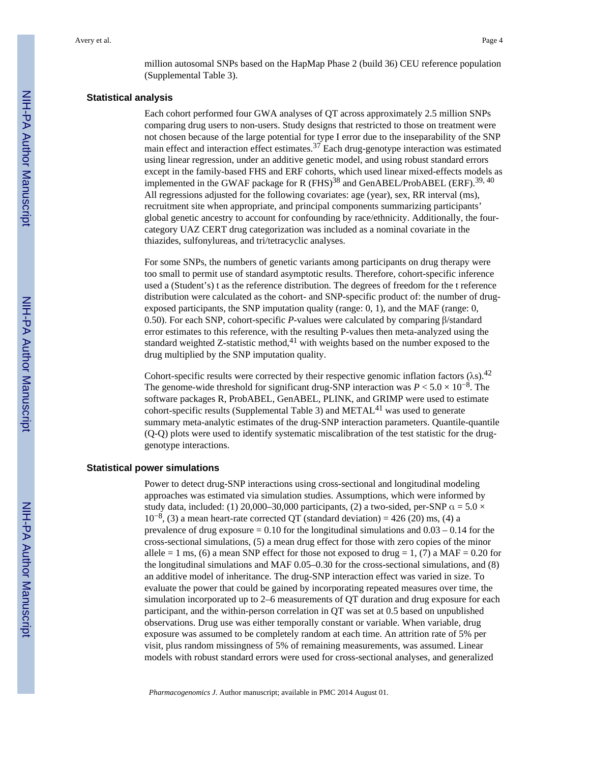million autosomal SNPs based on the HapMap Phase 2 (build 36) CEU reference population (Supplemental Table 3).

### Statistical analysis

Each cohort performed four GWA analyses of QT across approximately 2.5 million SNPs comparing drug users to non-users. Study designs that restricted to those on treatment were not chosen because of the large potential for type I error due to the inseparability of the SNP main effect and interaction effect estimates.[37] Each drug-genotype interaction was estimated using linear regression, under an additive genetic model, and using robust standard errors except in the family-based FHS and ERF cohorts, which used linear mixed-effects models as implemented in the GWAF package for R (FHS)[38] and GenABEL/ProbABEL (ERF).[39, 40] All regressions adjusted for the following covariates: age (year), sex, RR interval (ms), recruitment site when appropriate, and principal components summarizing participants' global genetic ancestry to account for confounding by race/ethnicity. Additionally, the four-category UAZ CERT drug categorization was included as a nominal covariate in the thiazides, sulfonylureas, and tri/tetracyclic analyses.

For some SNPs, the numbers of genetic variants among participants on drug therapy were too small to permit use of standard asymptotic results. Therefore, cohort-specific inference used a (Student's) t as the reference distribution. The degrees of freedom for the t reference distribution were calculated as the cohort- and SNP-specific product of: the number of drug-exposed participants, the SNP imputation quality (range: 0, 1), and the MAF (range: 0, 0.50). For each SNP, cohort-specific *P*-values were calculated by comparing β/standard error estimates to this reference, with the resulting P-values then meta-analyzed using the standard weighted Z-statistic method,[41] with weights based on the number exposed to the drug multiplied by the SNP imputation quality.

Cohort-specific results were corrected by their respective genomic inflation factors (λs).[42] The genome-wide threshold for significant drug-SNP interaction was $P < 5.0 \times 10^{-8}$. The software packages R, ProbABEL, GenABEL, PLINK, and GRIMP were used to estimate cohort-specific results (Supplemental Table 3) and METAL[41] was used to generate summary meta-analytic estimates of the drug-SNP interaction parameters. Quantile-quantile (Q-Q) plots were used to identify systematic miscalibration of the test statistic for the drug-genotype interactions.

### Statistical power simulations

Power to detect drug-SNP interactions using cross-sectional and longitudinal modeling approaches was estimated via simulation studies. Assumptions, which were informed by study data, included: (1) 20,000–30,000 participants, (2) a two-sided, per-SNP $\alpha = 5.0 \times 10^{-8}$, (3) a mean heart-rate corrected QT (standard deviation) = 426 (20) ms, (4) a prevalence of drug exposure = 0.10 for the longitudinal simulations and 0.03 – 0.14 for the cross-sectional simulations, (5) a mean drug effect for those with zero copies of the minor allele = 1 ms, (6) a mean SNP effect for those not exposed to drug = 1, (7) a MAF = 0.20 for the longitudinal simulations and MAF 0.05–0.30 for the cross-sectional simulations, and (8) an additive model of inheritance. The drug-SNP interaction effect was varied in size. To evaluate the power that could be gained by incorporating repeated measures over time, the simulation incorporated up to 2–6 measurements of QT duration and drug exposure for each participant, and the within-person correlation in QT was set at 0.5 based on unpublished observations. Drug use was either temporally constant or variable. When variable, drug exposure was assumed to be completely random at each time. An attrition rate of 5% per visit, plus random missingness of 5% of remaining measurements, was assumed. Linear models with robust standard errors were used for cross-sectional analyses, and generalized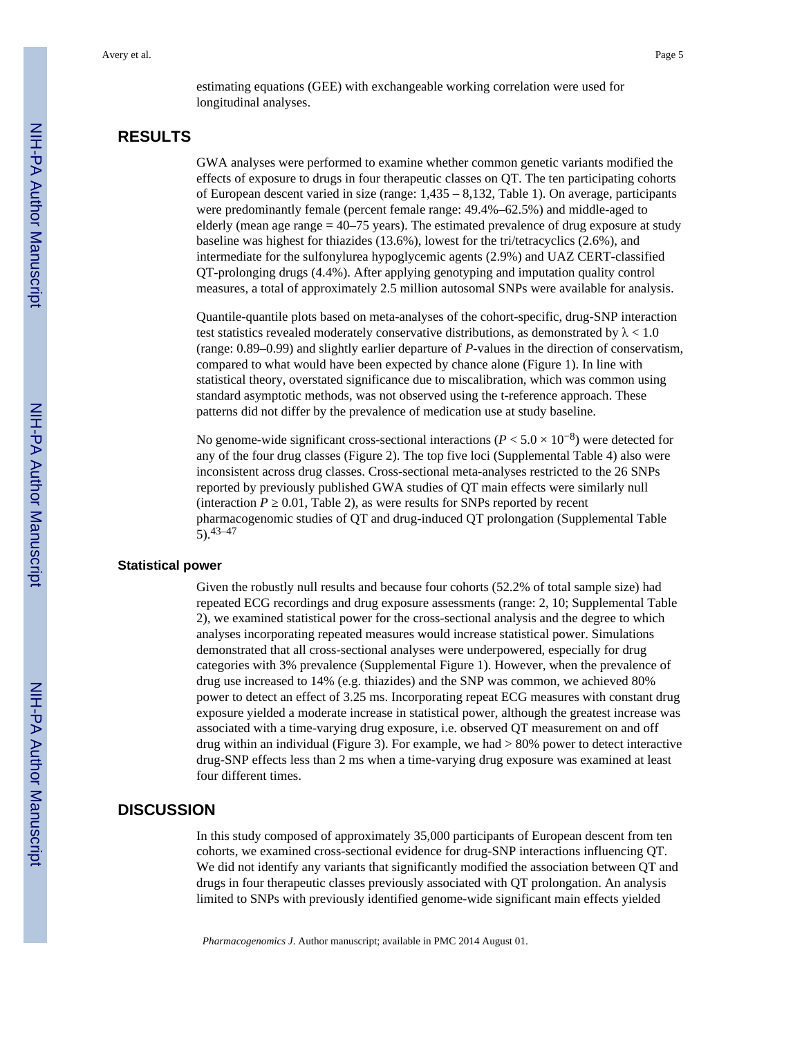estimating equations (GEE) with exchangeable working correlation were used for longitudinal analyses.

# RESULTS

GWA analyses were performed to examine whether common genetic variants modified the effects of exposure to drugs in four therapeutic classes on QT. The ten participating cohorts of European descent varied in size (range: 1,435 – 8,132, Table 1). On average, participants were predominantly female (percent female range: 49.4%–62.5%) and middle-aged to elderly (mean age range = 40–75 years). The estimated prevalence of drug exposure at study baseline was highest for thiazides (13.6%), lowest for the tri/tetracyclics (2.6%), and intermediate for the sulfonylurea hypoglycemic agents (2.9%) and UAZ CERT-classified QT-prolonging drugs (4.4%). After applying genotyping and imputation quality control measures, a total of approximately 2.5 million autosomal SNPs were available for analysis.

Quantile-quantile plots based on meta-analyses of the cohort-specific, drug-SNP interaction test statistics revealed moderately conservative distributions, as demonstrated by $\lambda < 1.0$ (range: 0.89–0.99) and slightly earlier departure of *P*-values in the direction of conservatism, compared to what would have been expected by chance alone (Figure 1). In line with statistical theory, overstated significance due to miscalibration, which was common using standard asymptotic methods, was not observed using the t-reference approach. These patterns did not differ by the prevalence of medication use at study baseline.

No genome-wide significant cross-sectional interactions ($P < 5.0 \times 10^{-8}$) were detected for any of the four drug classes (Figure 2). The top five loci (Supplemental Table 4) also were inconsistent across drug classes. Cross-sectional meta-analyses restricted to the 26 SNPs reported by previously published GWA studies of QT main effects were similarly null (interaction $P \geq 0.01$, Table 2), as were results for SNPs reported by recent pharmacogenomic studies of QT and drug-induced QT prolongation (Supplemental Table 5).[43–47]

### Statistical power

Given the robustly null results and because four cohorts (52.2% of total sample size) had repeated ECG recordings and drug exposure assessments (range: 2, 10; Supplemental Table 2), we examined statistical power for the cross-sectional analysis and the degree to which analyses incorporating repeated measures would increase statistical power. Simulations demonstrated that all cross-sectional analyses were underpowered, especially for drug categories with 3% prevalence (Supplemental Figure 1). However, when the prevalence of drug use increased to 14% (e.g. thiazides) and the SNP was common, we achieved 80% power to detect an effect of 3.25 ms. Incorporating repeat ECG measures with constant drug exposure yielded a moderate increase in statistical power, although the greatest increase was associated with a time-varying drug exposure, i.e. observed QT measurement on and off drug within an individual (Figure 3). For example, we had > 80% power to detect interactive drug-SNP effects less than 2 ms when a time-varying drug exposure was examined at least four different times.

# DISCUSSION

In this study composed of approximately 35,000 participants of European descent from ten cohorts, we examined cross-sectional evidence for drug-SNP interactions influencing QT. We did not identify any variants that significantly modified the association between QT and drugs in four therapeutic classes previously associated with QT prolongation. An analysis limited to SNPs with previously identified genome-wide significant main effects yielded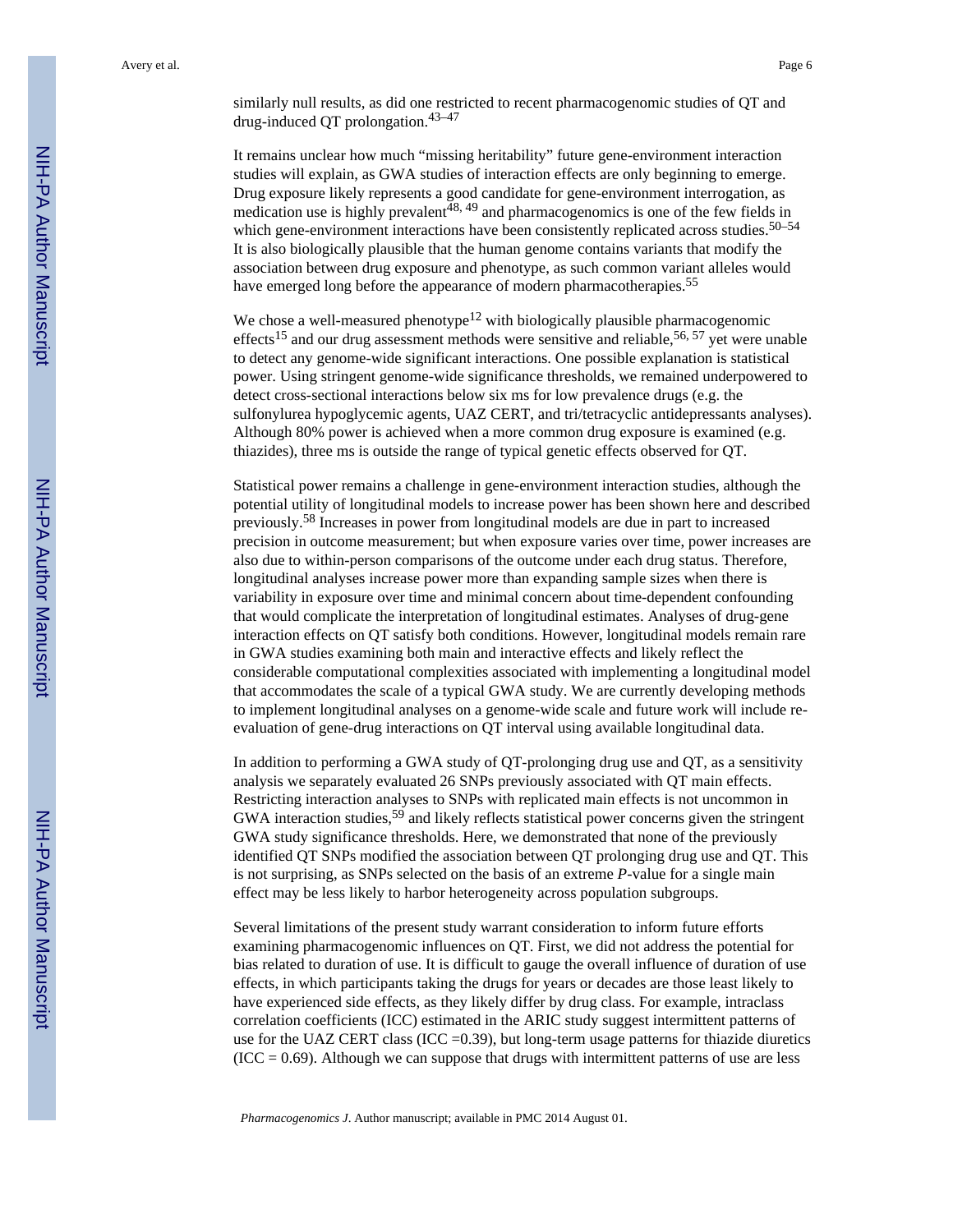similarly null results, as did one restricted to recent pharmacogenomic studies of QT and drug-induced QT prolongation.[43–47]

It remains unclear how much "missing heritability" future gene-environment interaction studies will explain, as GWA studies of interaction effects are only beginning to emerge. Drug exposure likely represents a good candidate for gene-environment interrogation, as medication use is highly prevalent[48, 49] and pharmacogenomics is one of the few fields in which gene-environment interactions have been consistently replicated across studies.[50–54] It is also biologically plausible that the human genome contains variants that modify the association between drug exposure and phenotype, as such common variant alleles would have emerged long before the appearance of modern pharmacotherapies.[55]

We chose a well-measured phenotype[12] with biologically plausible pharmacogenomic effects[15] and our drug assessment methods were sensitive and reliable,[56, 57] yet were unable to detect any genome-wide significant interactions. One possible explanation is statistical power. Using stringent genome-wide significance thresholds, we remained underpowered to detect cross-sectional interactions below six ms for low prevalence drugs (e.g. the sulfonylurea hypoglycemic agents, UAZ CERT, and tri/tetracyclic antidepressants analyses). Although 80% power is achieved when a more common drug exposure is examined (e.g. thiazides), three ms is outside the range of typical genetic effects observed for QT.

Statistical power remains a challenge in gene-environment interaction studies, although the potential utility of longitudinal models to increase power has been shown here and described previously.[58] Increases in power from longitudinal models are due in part to increased precision in outcome measurement; but when exposure varies over time, power increases are also due to within-person comparisons of the outcome under each drug status. Therefore, longitudinal analyses increase power more than expanding sample sizes when there is variability in exposure over time and minimal concern about time-dependent confounding that would complicate the interpretation of longitudinal estimates. Analyses of drug-gene interaction effects on QT satisfy both conditions. However, longitudinal models remain rare in GWA studies examining both main and interactive effects and likely reflect the considerable computational complexities associated with implementing a longitudinal model that accommodates the scale of a typical GWA study. We are currently developing methods to implement longitudinal analyses on a genome-wide scale and future work will include re-evaluation of gene-drug interactions on QT interval using available longitudinal data.

In addition to performing a GWA study of QT-prolonging drug use and QT, as a sensitivity analysis we separately evaluated 26 SNPs previously associated with QT main effects. Restricting interaction analyses to SNPs with replicated main effects is not uncommon in GWA interaction studies,[59] and likely reflects statistical power concerns given the stringent GWA study significance thresholds. Here, we demonstrated that none of the previously identified QT SNPs modified the association between QT prolonging drug use and QT. This is not surprising, as SNPs selected on the basis of an extreme *P*-value for a single main effect may be less likely to harbor heterogeneity across population subgroups.

Several limitations of the present study warrant consideration to inform future efforts examining pharmacogenomic influences on QT. First, we did not address the potential for bias related to duration of use. It is difficult to gauge the overall influence of duration of use effects, in which participants taking the drugs for years or decades are those least likely to have experienced side effects, as they likely differ by drug class. For example, intraclass correlation coefficients (ICC) estimated in the ARIC study suggest intermittent patterns of use for the UAZ CERT class (ICC =0.39), but long-term usage patterns for thiazide diuretics (ICC = 0.69). Although we can suppose that drugs with intermittent patterns of use are less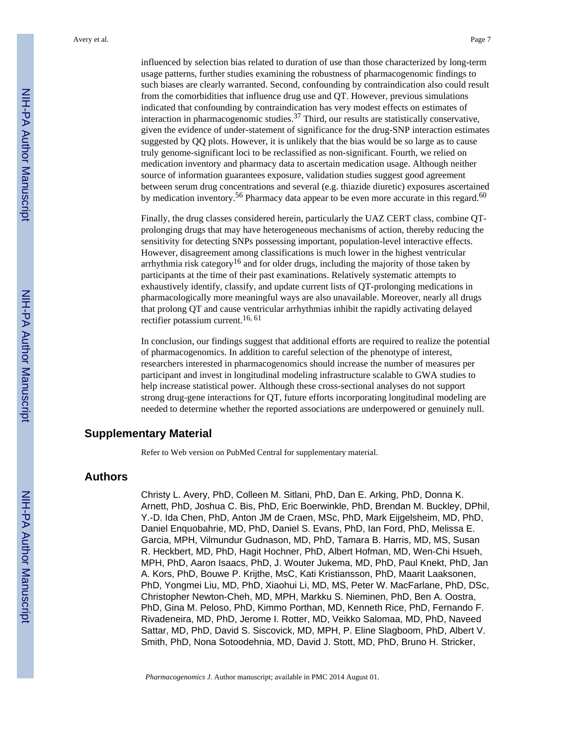influenced by selection bias related to duration of use than those characterized by long-term usage patterns, further studies examining the robustness of pharmacogenomic findings to such biases are clearly warranted. Second, confounding by contraindication also could result from the comorbidities that influence drug use and QT. However, previous simulations indicated that confounding by contraindication has very modest effects on estimates of interaction in pharmacogenomic studies.[37] Third, our results are statistically conservative, given the evidence of under-statement of significance for the drug-SNP interaction estimates suggested by QQ plots. However, it is unlikely that the bias would be so large as to cause truly genome-significant loci to be reclassified as non-significant. Fourth, we relied on medication inventory and pharmacy data to ascertain medication usage. Although neither source of information guarantees exposure, validation studies suggest good agreement between serum drug concentrations and several (e.g. thiazide diuretic) exposures ascertained by medication inventory.[56] Pharmacy data appear to be even more accurate in this regard.[60]

Finally, the drug classes considered herein, particularly the UAZ CERT class, combine QT-prolonging drugs that may have heterogeneous mechanisms of action, thereby reducing the sensitivity for detecting SNPs possessing important, population-level interactive effects. However, disagreement among classifications is much lower in the highest ventricular arrhythmia risk category[16] and for older drugs, including the majority of those taken by participants at the time of their past examinations. Relatively systematic attempts to exhaustively identify, classify, and update current lists of QT-prolonging medications in pharmacologically more meaningful ways are also unavailable. Moreover, nearly all drugs that prolong QT and cause ventricular arrhythmias inhibit the rapidly activating delayed rectifier potassium current.[16, 61]

In conclusion, our findings suggest that additional efforts are required to realize the potential of pharmacogenomics. In addition to careful selection of the phenotype of interest, researchers interested in pharmacogenomics should increase the number of measures per participant and invest in longitudinal modeling infrastructure scalable to GWA studies to help increase statistical power. Although these cross-sectional analyses do not support strong drug-gene interactions for QT, future efforts incorporating longitudinal modeling are needed to determine whether the reported associations are underpowered or genuinely null.

## Supplementary Material

Refer to Web version on PubMed Central for supplementary material.

## Authors

Christy L. Avery, PhD, Colleen M. Sitlani, PhD, Dan E. Arking, PhD, Donna K. Arnett, PhD, Joshua C. Bis, PhD, Eric Boerwinkle, PhD, Brendan M. Buckley, DPhil, Y.-D. Ida Chen, PhD, Anton JM de Craen, MSc, PhD, Mark Eijgelsheim, MD, PhD, Daniel Enquobahrie, MD, PhD, Daniel S. Evans, PhD, Ian Ford, PhD, Melissa E. Garcia, MPH, Vilmundur Gudnason, MD, PhD, Tamara B. Harris, MD, MS, Susan R. Heckbert, MD, PhD, Hagit Hochner, PhD, Albert Hofman, MD, Wen-Chi Hsueh, MPH, PhD, Aaron Isaacs, PhD, J. Wouter Jukema, MD, PhD, Paul Knekt, PhD, Jan A. Kors, PhD, Bouwe P. Krijthe, MsC, Kati Kristiansson, PhD, Maarit Laaksonen, PhD, Yongmei Liu, MD, PhD, Xiaohui Li, MD, MS, Peter W. MacFarlane, PhD, DSc, Christopher Newton-Cheh, MD, MPH, Markku S. Nieminen, PhD, Ben A. Oostra, PhD, Gina M. Peloso, PhD, Kimmo Porthan, MD, Kenneth Rice, PhD, Fernando F. Rivadeneira, MD, PhD, Jerome I. Rotter, MD, Veikko Salomaa, MD, PhD, Naveed Sattar, MD, PhD, David S. Siscovick, MD, MPH, P. Eline Slagboom, PhD, Albert V. Smith, PhD, Nona Sotoodehnia, MD, David J. Stott, MD, PhD, Bruno H. Stricker,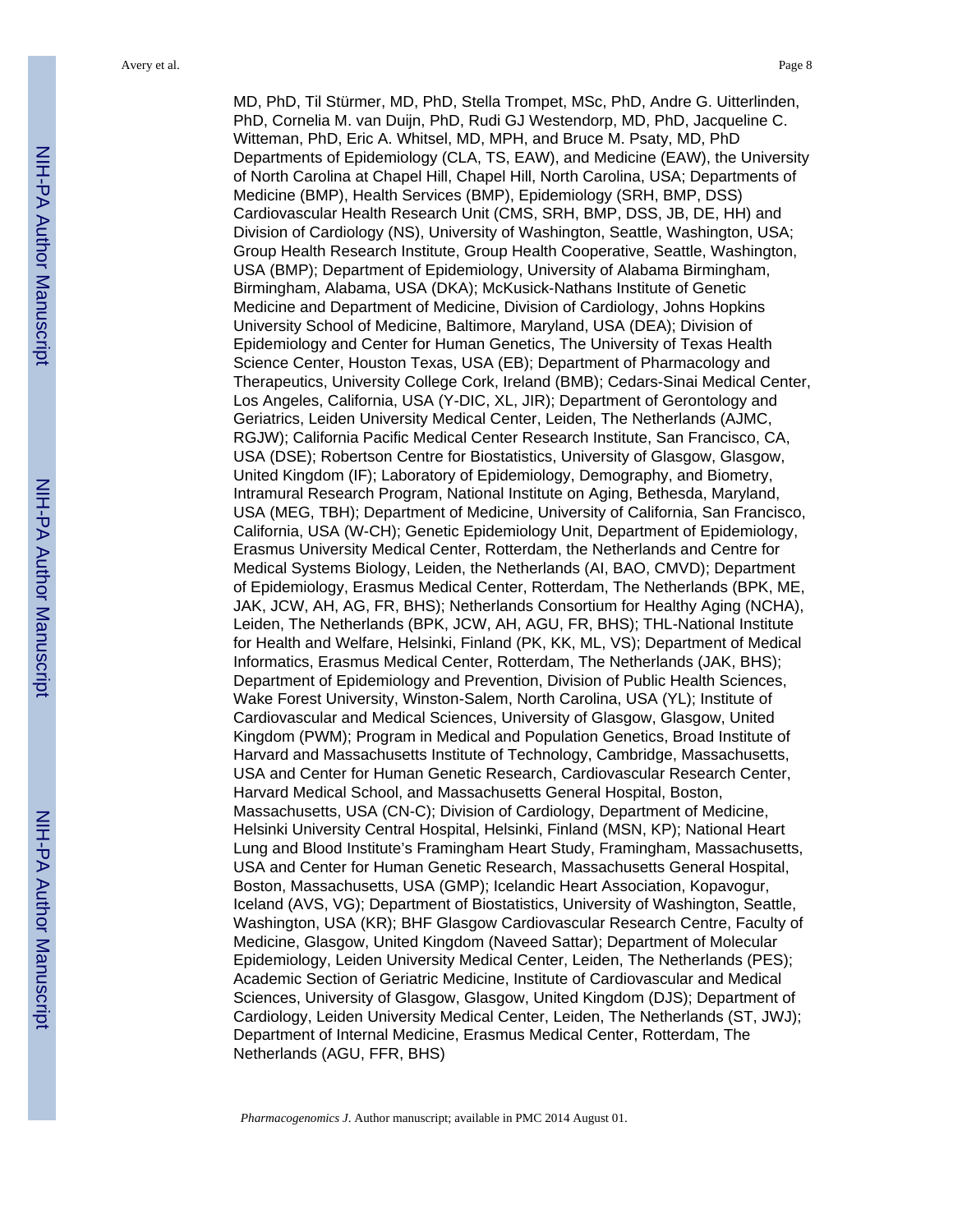MD, PhD, Til Stürmer, MD, PhD, Stella Trompet, MSc, PhD, Andre G. Uitterlinden, PhD, Cornelia M. van Duijn, PhD, Rudi GJ Westendorp, MD, PhD, Jacqueline C. Witteman, PhD, Eric A. Whitsel, MD, MPH, and Bruce M. Psaty, MD, PhD
Departments of Epidemiology (CLA, TS, EAW), and Medicine (EAW), the University of North Carolina at Chapel Hill, Chapel Hill, North Carolina, USA; Departments of Medicine (BMP), Health Services (BMP), Epidemiology (SRH, BMP, DSS) Cardiovascular Health Research Unit (CMS, SRH, BMP, DSS, JB, DE, HH) and Division of Cardiology (NS), University of Washington, Seattle, Washington, USA; Group Health Research Institute, Group Health Cooperative, Seattle, Washington, USA (BMP); Department of Epidemiology, University of Alabama Birmingham, Birmingham, Alabama, USA (DKA); McKusick-Nathans Institute of Genetic Medicine and Department of Medicine, Division of Cardiology, Johns Hopkins University School of Medicine, Baltimore, Maryland, USA (DEA); Division of Epidemiology and Center for Human Genetics, The University of Texas Health Science Center, Houston Texas, USA (EB); Department of Pharmacology and Therapeutics, University College Cork, Ireland (BMB); Cedars-Sinai Medical Center, Los Angeles, California, USA (Y-DIC, XL, JIR); Department of Gerontology and Geriatrics, Leiden University Medical Center, Leiden, The Netherlands (AJMC, RGJW); California Pacific Medical Center Research Institute, San Francisco, CA, USA (DSE); Robertson Centre for Biostatistics, University of Glasgow, Glasgow, United Kingdom (IF); Laboratory of Epidemiology, Demography, and Biometry, Intramural Research Program, National Institute on Aging, Bethesda, Maryland, USA (MEG, TBH); Department of Medicine, University of California, San Francisco, California, USA (W-CH); Genetic Epidemiology Unit, Department of Epidemiology, Erasmus University Medical Center, Rotterdam, the Netherlands and Centre for Medical Systems Biology, Leiden, the Netherlands (AI, BAO, CMVD); Department of Epidemiology, Erasmus Medical Center, Rotterdam, The Netherlands (BPK, ME, JAK, JCW, AH, AG, FR, BHS); Netherlands Consortium for Healthy Aging (NCHA), Leiden, The Netherlands (BPK, JCW, AH, AGU, FR, BHS); THL-National Institute for Health and Welfare, Helsinki, Finland (PK, KK, ML, VS); Department of Medical Informatics, Erasmus Medical Center, Rotterdam, The Netherlands (JAK, BHS); Department of Epidemiology and Prevention, Division of Public Health Sciences, Wake Forest University, Winston-Salem, North Carolina, USA (YL); Institute of Cardiovascular and Medical Sciences, University of Glasgow, Glasgow, United Kingdom (PWM); Program in Medical and Population Genetics, Broad Institute of Harvard and Massachusetts Institute of Technology, Cambridge, Massachusetts, USA and Center for Human Genetic Research, Cardiovascular Research Center, Harvard Medical School, and Massachusetts General Hospital, Boston, Massachusetts, USA (CN-C); Division of Cardiology, Department of Medicine, Helsinki University Central Hospital, Helsinki, Finland (MSN, KP); National Heart Lung and Blood Institute's Framingham Heart Study, Framingham, Massachusetts, USA and Center for Human Genetic Research, Massachusetts General Hospital, Boston, Massachusetts, USA (GMP); Icelandic Heart Association, Kopavogur, Iceland (AVS, VG); Department of Biostatistics, University of Washington, Seattle, Washington, USA (KR); BHF Glasgow Cardiovascular Research Centre, Faculty of Medicine, Glasgow, United Kingdom (Naveed Sattar); Department of Molecular Epidemiology, Leiden University Medical Center, Leiden, The Netherlands (PES); Academic Section of Geriatric Medicine, Institute of Cardiovascular and Medical Sciences, University of Glasgow, Glasgow, United Kingdom (DJS); Department of Cardiology, Leiden University Medical Center, Leiden, The Netherlands (ST, JWJ); Department of Internal Medicine, Erasmus Medical Center, Rotterdam, The Netherlands (AGU, FFR, BHS)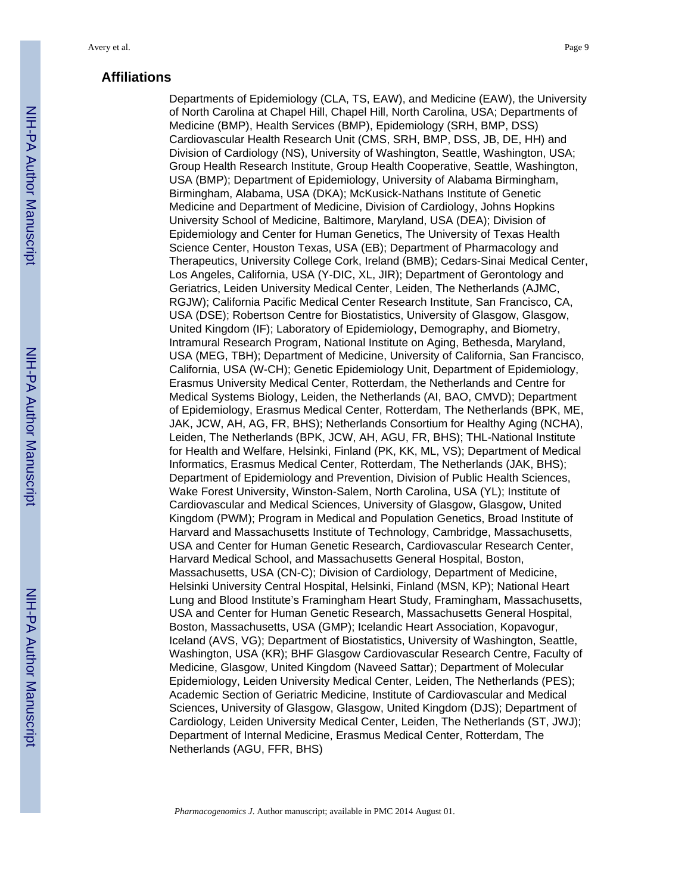## Affiliations

Departments of Epidemiology (CLA, TS, EAW), and Medicine (EAW), the University of North Carolina at Chapel Hill, Chapel Hill, North Carolina, USA; Departments of Medicine (BMP), Health Services (BMP), Epidemiology (SRH, BMP, DSS) Cardiovascular Health Research Unit (CMS, SRH, BMP, DSS, JB, DE, HH) and Division of Cardiology (NS), University of Washington, Seattle, Washington, USA; Group Health Research Institute, Group Health Cooperative, Seattle, Washington, USA (BMP); Department of Epidemiology, University of Alabama Birmingham, Birmingham, Alabama, USA (DKA); McKusick-Nathans Institute of Genetic Medicine and Department of Medicine, Division of Cardiology, Johns Hopkins University School of Medicine, Baltimore, Maryland, USA (DEA); Division of Epidemiology and Center for Human Genetics, The University of Texas Health Science Center, Houston Texas, USA (EB); Department of Pharmacology and Therapeutics, University College Cork, Ireland (BMB); Cedars-Sinai Medical Center, Los Angeles, California, USA (Y-DIC, XL, JIR); Department of Gerontology and Geriatrics, Leiden University Medical Center, Leiden, The Netherlands (AJMC, RGJW); California Pacific Medical Center Research Institute, San Francisco, CA, USA (DSE); Robertson Centre for Biostatistics, University of Glasgow, Glasgow, United Kingdom (IF); Laboratory of Epidemiology, Demography, and Biometry, Intramural Research Program, National Institute on Aging, Bethesda, Maryland, USA (MEG, TBH); Department of Medicine, University of California, San Francisco, California, USA (W-CH); Genetic Epidemiology Unit, Department of Epidemiology, Erasmus University Medical Center, Rotterdam, the Netherlands and Centre for Medical Systems Biology, Leiden, the Netherlands (AI, BAO, CMVD); Department of Epidemiology, Erasmus Medical Center, Rotterdam, The Netherlands (BPK, ME, JAK, JCW, AH, AG, FR, BHS); Netherlands Consortium for Healthy Aging (NCHA), Leiden, The Netherlands (BPK, JCW, AH, AGU, FR, BHS); THL-National Institute for Health and Welfare, Helsinki, Finland (PK, KK, ML, VS); Department of Medical Informatics, Erasmus Medical Center, Rotterdam, The Netherlands (JAK, BHS); Department of Epidemiology and Prevention, Division of Public Health Sciences, Wake Forest University, Winston-Salem, North Carolina, USA (YL); Institute of Cardiovascular and Medical Sciences, University of Glasgow, Glasgow, United Kingdom (PWM); Program in Medical and Population Genetics, Broad Institute of Harvard and Massachusetts Institute of Technology, Cambridge, Massachusetts, USA and Center for Human Genetic Research, Cardiovascular Research Center, Harvard Medical School, and Massachusetts General Hospital, Boston, Massachusetts, USA (CN-C); Division of Cardiology, Department of Medicine, Helsinki University Central Hospital, Helsinki, Finland (MSN, KP); National Heart Lung and Blood Institute's Framingham Heart Study, Framingham, Massachusetts, USA and Center for Human Genetic Research, Massachusetts General Hospital, Boston, Massachusetts, USA (GMP); Icelandic Heart Association, Kopavogur, Iceland (AVS, VG); Department of Biostatistics, University of Washington, Seattle, Washington, USA (KR); BHF Glasgow Cardiovascular Research Centre, Faculty of Medicine, Glasgow, United Kingdom (Naveed Sattar); Department of Molecular Epidemiology, Leiden University Medical Center, Leiden, The Netherlands (PES); Academic Section of Geriatric Medicine, Institute of Cardiovascular and Medical Sciences, University of Glasgow, Glasgow, United Kingdom (DJS); Department of Cardiology, Leiden University Medical Center, Leiden, The Netherlands (ST, JWJ); Department of Internal Medicine, Erasmus Medical Center, Rotterdam, The Netherlands (AGU, FFR, BHS)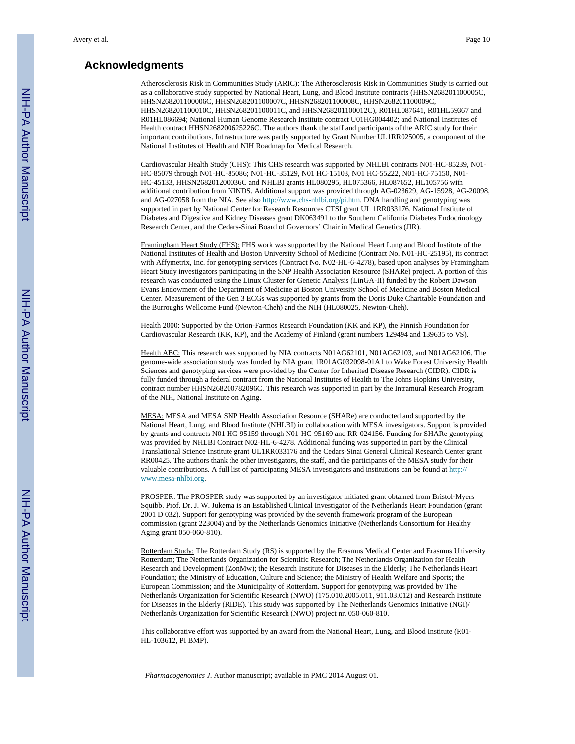## Acknowledgments

Atherosclerosis Risk in Communities Study (ARIC): The Atherosclerosis Risk in Communities Study is carried out as a collaborative study supported by National Heart, Lung, and Blood Institute contracts (HHSN268201100005C, HHSN268201100006C, HHSN268201100007C, HHSN268201100008C, HHSN268201100009C, HHSN268201100010C, HHSN268201100011C, and HHSN268201100012C), R01HL087641, R01HL59367 and R01HL086694; National Human Genome Research Institute contract U01HG004402; and National Institutes of Health contract HHSN268200625226C. The authors thank the staff and participants of the ARIC study for their important contributions. Infrastructure was partly supported by Grant Number UL1RR025005, a component of the National Institutes of Health and NIH Roadmap for Medical Research.

Cardiovascular Health Study (CHS): This CHS research was supported by NHLBI contracts N01-HC-85239, N01-HC-85079 through N01-HC-85086; N01-HC-35129, N01 HC-15103, N01 HC-55222, N01-HC-75150, N01-HC-45133, HHSN268201200036C and NHLBI grants HL080295, HL075366, HL087652, HL105756 with additional contribution from NINDS. Additional support was provided through AG-023629, AG-15928, AG-20098, and AG-027058 from the NIA. See also http://www.chs-nhlbi.org/pi.htm. DNA handling and genotyping was supported in part by National Center for Research Resources CTSI grant UL 1RR033176, National Institute of Diabetes and Digestive and Kidney Diseases grant DK063491 to the Southern California Diabetes Endocrinology Research Center, and the Cedars-Sinai Board of Governors' Chair in Medical Genetics (JIR).

Framingham Heart Study (FHS): FHS work was supported by the National Heart Lung and Blood Institute of the National Institutes of Health and Boston University School of Medicine (Contract No. N01-HC-25195), its contract with Affymetrix, Inc. for genotyping services (Contract No. N02-HL-6-4278), based upon analyses by Framingham Heart Study investigators participating in the SNP Health Association Resource (SHARe) project. A portion of this research was conducted using the Linux Cluster for Genetic Analysis (LinGA-II) funded by the Robert Dawson Evans Endowment of the Department of Medicine at Boston University School of Medicine and Boston Medical Center. Measurement of the Gen 3 ECGs was supported by grants from the Doris Duke Charitable Foundation and the Burroughs Wellcome Fund (Newton-Cheh) and the NIH (HL080025, Newton-Cheh).

Health 2000: Supported by the Orion-Farmos Research Foundation (KK and KP), the Finnish Foundation for Cardiovascular Research (KK, KP), and the Academy of Finland (grant numbers 129494 and 139635 to VS).

Health ABC: This research was supported by NIA contracts N01AG62101, N01AG62103, and N01AG62106. The genome-wide association study was funded by NIA grant 1R01AG032098-01A1 to Wake Forest University Health Sciences and genotyping services were provided by the Center for Inherited Disease Research (CIDR). CIDR is fully funded through a federal contract from the National Institutes of Health to The Johns Hopkins University, contract number HHSN268200782096C. This research was supported in part by the Intramural Research Program of the NIH, National Institute on Aging.

MESA: MESA and MESA SNP Health Association Resource (SHARe) are conducted and supported by the National Heart, Lung, and Blood Institute (NHLBI) in collaboration with MESA investigators. Support is provided by grants and contracts N01 HC-95159 through N01-HC-95169 and RR-024156. Funding for SHARe genotyping was provided by NHLBI Contract N02-HL-6-4278. Additional funding was supported in part by the Clinical Translational Science Institute grant UL1RR033176 and the Cedars-Sinai General Clinical Research Center grant RR00425. The authors thank the other investigators, the staff, and the participants of the MESA study for their valuable contributions. A full list of participating MESA investigators and institutions can be found at http://www.mesa-nhlbi.org.

PROSPER: The PROSPER study was supported by an investigator initiated grant obtained from Bristol-Myers Squibb. Prof. Dr. J. W. Jukema is an Established Clinical Investigator of the Netherlands Heart Foundation (grant 2001 D 032). Support for genotyping was provided by the seventh framework program of the European commission (grant 223004) and by the Netherlands Genomics Initiative (Netherlands Consortium for Healthy Aging grant 050-060-810).

Rotterdam Study: The Rotterdam Study (RS) is supported by the Erasmus Medical Center and Erasmus University Rotterdam; The Netherlands Organization for Scientific Research; The Netherlands Organization for Health Research and Development (ZonMw); the Research Institute for Diseases in the Elderly; The Netherlands Heart Foundation; the Ministry of Education, Culture and Science; the Ministry of Health Welfare and Sports; the European Commission; and the Municipality of Rotterdam. Support for genotyping was provided by The Netherlands Organization for Scientific Research (NWO) (175.010.2005.011, 911.03.012) and Research Institute for Diseases in the Elderly (RIDE). This study was supported by The Netherlands Genomics Initiative (NGI)/ Netherlands Organization for Scientific Research (NWO) project nr. 050-060-810.

This collaborative effort was supported by an award from the National Heart, Lung, and Blood Institute (R01-HL-103612, PI BMP).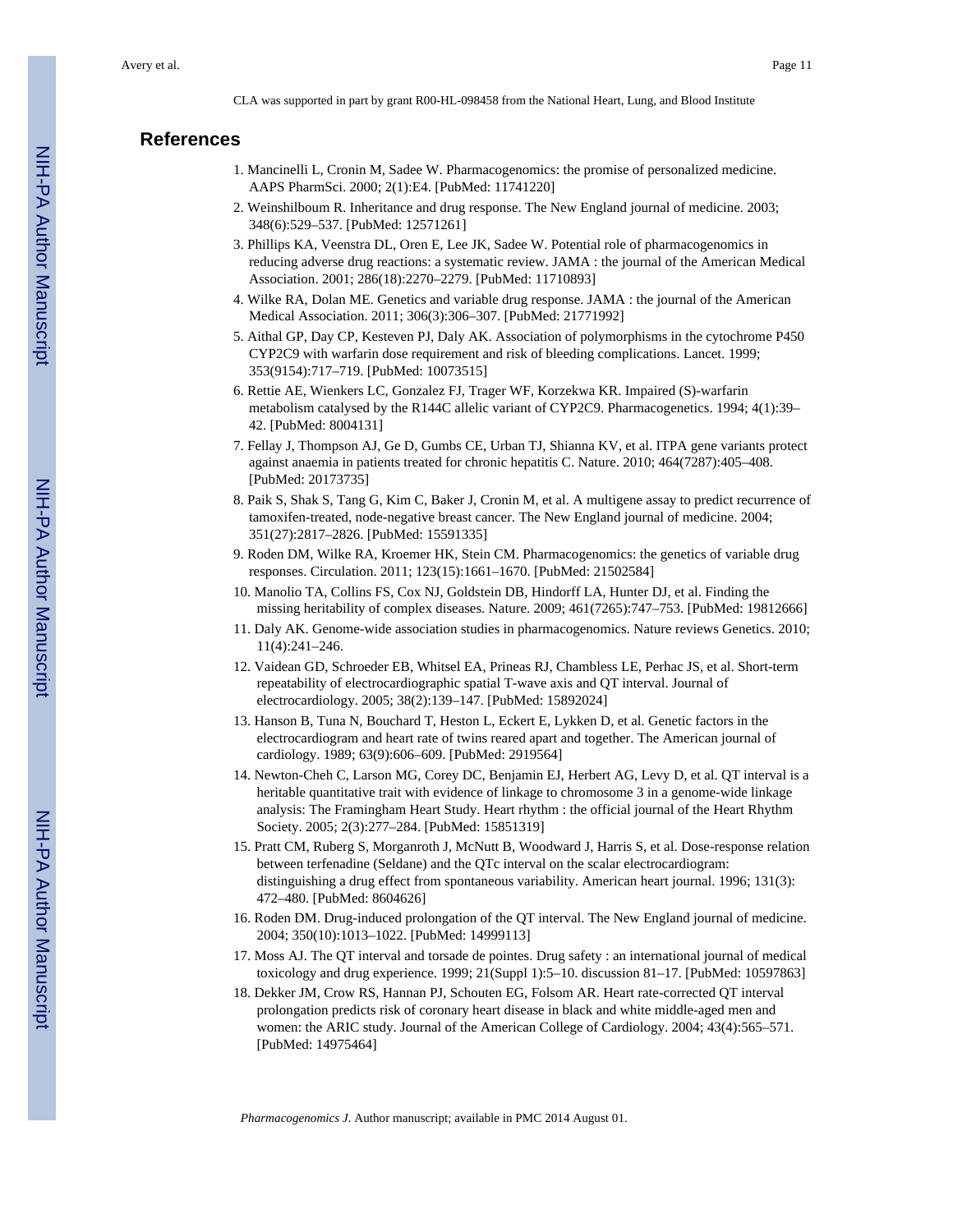CLA was supported in part by grant R00-HL-098458 from the National Heart, Lung, and Blood Institute

## References

1. Mancinelli L, Cronin M, Sadee W. Pharmacogenomics: the promise of personalized medicine. AAPS PharmSci. 2000; 2(1):E4. [PubMed: 11741220]
2. Weinshilboum R. Inheritance and drug response. The New England journal of medicine. 2003; 348(6):529–537. [PubMed: 12571261]
3. Phillips KA, Veenstra DL, Oren E, Lee JK, Sadee W. Potential role of pharmacogenomics in reducing adverse drug reactions: a systematic review. JAMA : the journal of the American Medical Association. 2001; 286(18):2270–2279. [PubMed: 11710893]
4. Wilke RA, Dolan ME. Genetics and variable drug response. JAMA : the journal of the American Medical Association. 2011; 306(3):306–307. [PubMed: 21771992]
5. Aithal GP, Day CP, Kesteven PJ, Daly AK. Association of polymorphisms in the cytochrome P450 CYP2C9 with warfarin dose requirement and risk of bleeding complications. Lancet. 1999; 353(9154):717–719. [PubMed: 10073515]
6. Rettie AE, Wienkers LC, Gonzalez FJ, Trager WF, Korzekwa KR. Impaired (S)-warfarin metabolism catalysed by the R144C allelic variant of CYP2C9. Pharmacogenetics. 1994; 4(1):39–42. [PubMed: 8004131]
7. Fellay J, Thompson AJ, Ge D, Gumbs CE, Urban TJ, Shianna KV, et al. ITPA gene variants protect against anaemia in patients treated for chronic hepatitis C. Nature. 2010; 464(7287):405–408. [PubMed: 20173735]
8. Paik S, Shak S, Tang G, Kim C, Baker J, Cronin M, et al. A multigene assay to predict recurrence of tamoxifen-treated, node-negative breast cancer. The New England journal of medicine. 2004; 351(27):2817–2826. [PubMed: 15591335]
9. Roden DM, Wilke RA, Kroemer HK, Stein CM. Pharmacogenomics: the genetics of variable drug responses. Circulation. 2011; 123(15):1661–1670. [PubMed: 21502584]
10. Manolio TA, Collins FS, Cox NJ, Goldstein DB, Hindorff LA, Hunter DJ, et al. Finding the missing heritability of complex diseases. Nature. 2009; 461(7265):747–753. [PubMed: 19812666]
11. Daly AK. Genome-wide association studies in pharmacogenomics. Nature reviews Genetics. 2010; 11(4):241–246.
12. Vaidean GD, Schroeder EB, Whitsel EA, Prineas RJ, Chambless LE, Perhac JS, et al. Short-term repeatability of electrocardiographic spatial T-wave axis and QT interval. Journal of electrocardiology. 2005; 38(2):139–147. [PubMed: 15892024]
13. Hanson B, Tuna N, Bouchard T, Heston L, Eckert E, Lykken D, et al. Genetic factors in the electrocardiogram and heart rate of twins reared apart and together. The American journal of cardiology. 1989; 63(9):606–609. [PubMed: 2919564]
14. Newton-Cheh C, Larson MG, Corey DC, Benjamin EJ, Herbert AG, Levy D, et al. QT interval is a heritable quantitative trait with evidence of linkage to chromosome 3 in a genome-wide linkage analysis: The Framingham Heart Study. Heart rhythm : the official journal of the Heart Rhythm Society. 2005; 2(3):277–284. [PubMed: 15851319]
15. Pratt CM, Ruberg S, Morganroth J, McNutt B, Woodward J, Harris S, et al. Dose-response relation between terfenadine (Seldane) and the QTc interval on the scalar electrocardiogram: distinguishing a drug effect from spontaneous variability. American heart journal. 1996; 131(3):472–480. [PubMed: 8604626]
16. Roden DM. Drug-induced prolongation of the QT interval. The New England journal of medicine. 2004; 350(10):1013–1022. [PubMed: 14999113]
17. Moss AJ. The QT interval and torsade de pointes. Drug safety : an international journal of medical toxicology and drug experience. 1999; 21(Suppl 1):5–10. discussion 81–17. [PubMed: 10597863]
18. Dekker JM, Crow RS, Hannan PJ, Schouten EG, Folsom AR. Heart rate-corrected QT interval prolongation predicts risk of coronary heart disease in black and white middle-aged men and women: the ARIC study. Journal of the American College of Cardiology. 2004; 43(4):565–571. [PubMed: 14975464]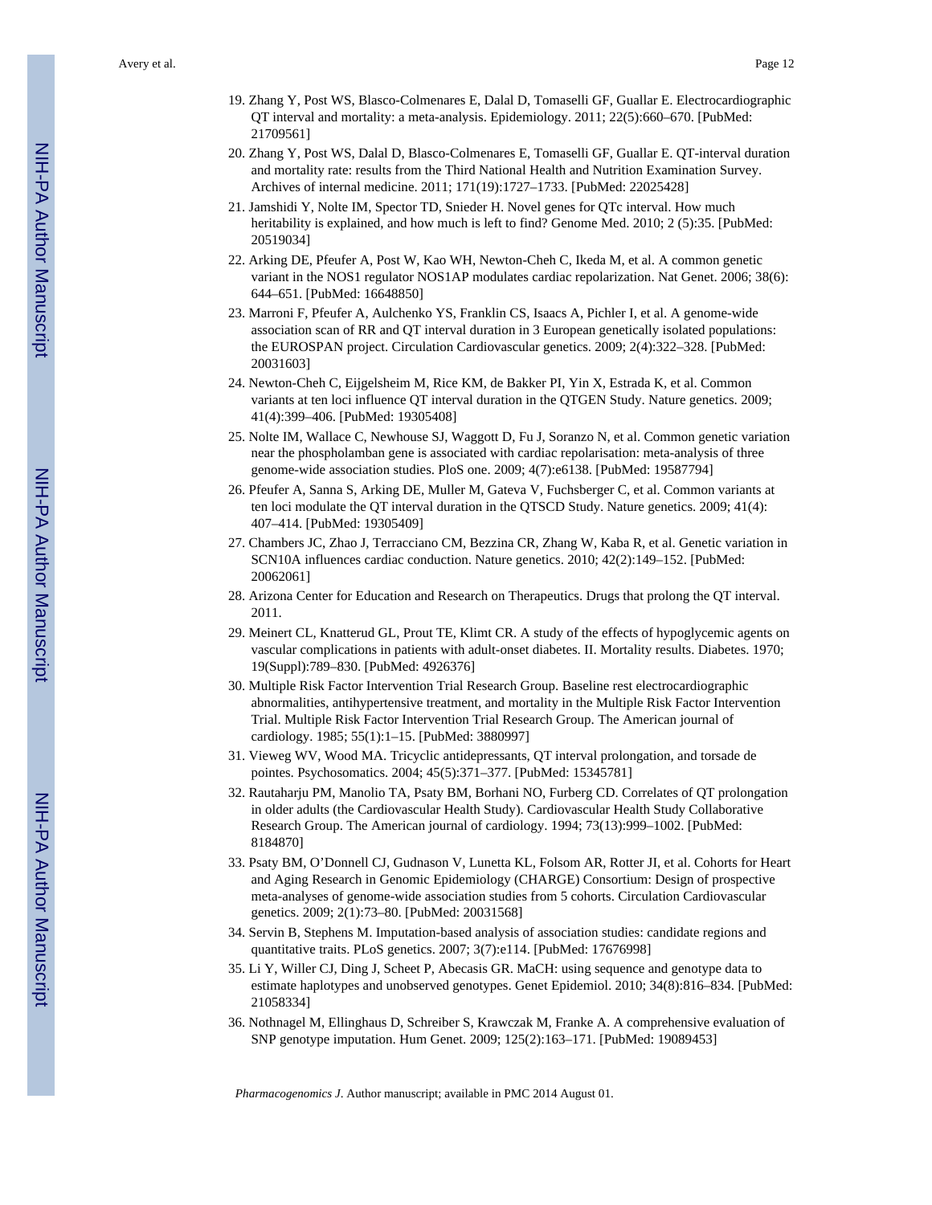19. Zhang Y, Post WS, Blasco-Colmenares E, Dalal D, Tomaselli GF, Guallar E. Electrocardiographic QT interval and mortality: a meta-analysis. Epidemiology. 2011; 22(5):660–670. [PubMed: 21709561]
20. Zhang Y, Post WS, Dalal D, Blasco-Colmenares E, Tomaselli GF, Guallar E. QT-interval duration and mortality rate: results from the Third National Health and Nutrition Examination Survey. Archives of internal medicine. 2011; 171(19):1727–1733. [PubMed: 22025428]
21. Jamshidi Y, Nolte IM, Spector TD, Snieder H. Novel genes for QTc interval. How much heritability is explained, and how much is left to find? Genome Med. 2010; 2 (5):35. [PubMed: 20519034]
22. Arking DE, Pfeufer A, Post W, Kao WH, Newton-Cheh C, Ikeda M, et al. A common genetic variant in the NOS1 regulator NOS1AP modulates cardiac repolarization. Nat Genet. 2006; 38(6): 644–651. [PubMed: 16648850]
23. Marroni F, Pfeufer A, Aulchenko YS, Franklin CS, Isaacs A, Pichler I, et al. A genome-wide association scan of RR and QT interval duration in 3 European genetically isolated populations: the EUROSPAN project. Circulation Cardiovascular genetics. 2009; 2(4):322–328. [PubMed: 20031603]
24. Newton-Cheh C, Eijgelsheim M, Rice KM, de Bakker PI, Yin X, Estrada K, et al. Common variants at ten loci influence QT interval duration in the QTGEN Study. Nature genetics. 2009; 41(4):399–406. [PubMed: 19305408]
25. Nolte IM, Wallace C, Newhouse SJ, Waggott D, Fu J, Soranzo N, et al. Common genetic variation near the phospholamban gene is associated with cardiac repolarisation: meta-analysis of three genome-wide association studies. PloS one. 2009; 4(7):e6138. [PubMed: 19587794]
26. Pfeufer A, Sanna S, Arking DE, Muller M, Gateva V, Fuchsberger C, et al. Common variants at ten loci modulate the QT interval duration in the QTSCD Study. Nature genetics. 2009; 41(4): 407–414. [PubMed: 19305409]
27. Chambers JC, Zhao J, Terracciano CM, Bezzina CR, Zhang W, Kaba R, et al. Genetic variation in SCN10A influences cardiac conduction. Nature genetics. 2010; 42(2):149–152. [PubMed: 20062061]
28. Arizona Center for Education and Research on Therapeutics. Drugs that prolong the QT interval. 2011.
29. Meinert CL, Knatterud GL, Prout TE, Klimt CR. A study of the effects of hypoglycemic agents on vascular complications in patients with adult-onset diabetes. II. Mortality results. Diabetes. 1970; 19(Suppl):789–830. [PubMed: 4926376]
30. Multiple Risk Factor Intervention Trial Research Group. Baseline rest electrocardiographic abnormalities, antihypertensive treatment, and mortality in the Multiple Risk Factor Intervention Trial. Multiple Risk Factor Intervention Trial Research Group. The American journal of cardiology. 1985; 55(1):1–15. [PubMed: 3880997]
31. Vieweg WV, Wood MA. Tricyclic antidepressants, QT interval prolongation, and torsade de pointes. Psychosomatics. 2004; 45(5):371–377. [PubMed: 15345781]
32. Rautaharju PM, Manolio TA, Psaty BM, Borhani NO, Furberg CD. Correlates of QT prolongation in older adults (the Cardiovascular Health Study). Cardiovascular Health Study Collaborative Research Group. The American journal of cardiology. 1994; 73(13):999–1002. [PubMed: 8184870]
33. Psaty BM, O'Donnell CJ, Gudnason V, Lunetta KL, Folsom AR, Rotter JI, et al. Cohorts for Heart and Aging Research in Genomic Epidemiology (CHARGE) Consortium: Design of prospective meta-analyses of genome-wide association studies from 5 cohorts. Circulation Cardiovascular genetics. 2009; 2(1):73–80. [PubMed: 20031568]
34. Servin B, Stephens M. Imputation-based analysis of association studies: candidate regions and quantitative traits. PLoS genetics. 2007; 3(7):e114. [PubMed: 17676998]
35. Li Y, Willer CJ, Ding J, Scheet P, Abecasis GR. MaCH: using sequence and genotype data to estimate haplotypes and unobserved genotypes. Genet Epidemiol. 2010; 34(8):816–834. [PubMed: 21058334]
36. Nothnagel M, Ellinghaus D, Schreiber S, Krawczak M, Franke A. A comprehensive evaluation of SNP genotype imputation. Hum Genet. 2009; 125(2):163–171. [PubMed: 19089453]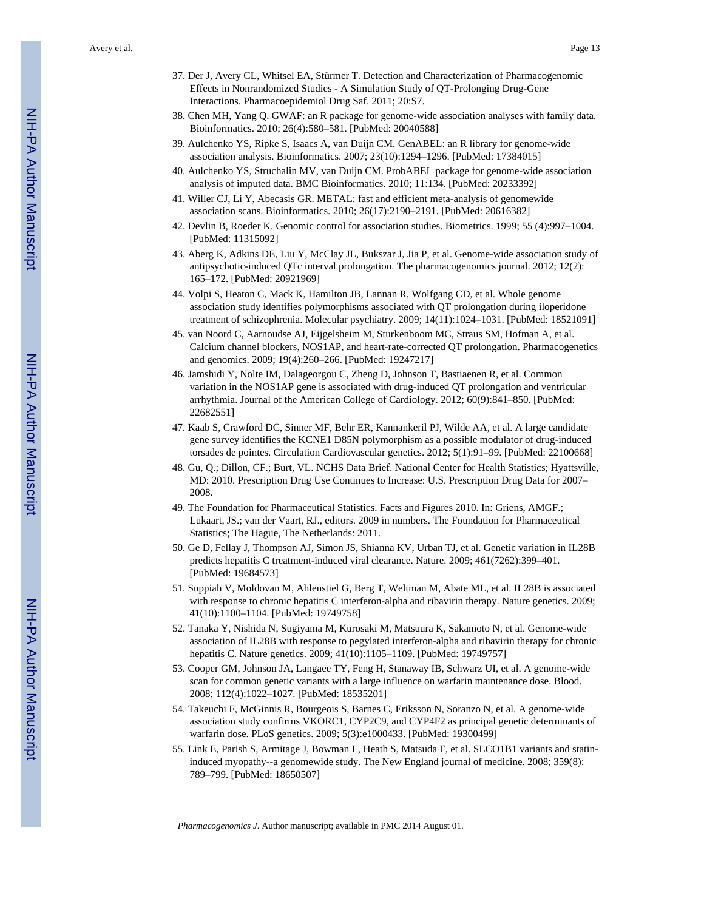37. Der J, Avery CL, Whitsel EA, Stürmer T. Detection and Characterization of Pharmacogenomic Effects in Nonrandomized Studies - A Simulation Study of QT-Prolonging Drug-Gene Interactions. Pharmacoepidemiol Drug Saf. 2011; 20:S7.
38. Chen MH, Yang Q. GWAF: an R package for genome-wide association analyses with family data. Bioinformatics. 2010; 26(4):580–581. [PubMed: 20040588]
39. Aulchenko YS, Ripke S, Isaacs A, van Duijn CM. GenABEL: an R library for genome-wide association analysis. Bioinformatics. 2007; 23(10):1294–1296. [PubMed: 17384015]
40. Aulchenko YS, Struchalin MV, van Duijn CM. ProbABEL package for genome-wide association analysis of imputed data. BMC Bioinformatics. 2010; 11:134. [PubMed: 20233392]
41. Willer CJ, Li Y, Abecasis GR. METAL: fast and efficient meta-analysis of genomewide association scans. Bioinformatics. 2010; 26(17):2190–2191. [PubMed: 20616382]
42. Devlin B, Roeder K. Genomic control for association studies. Biometrics. 1999; 55 (4):997–1004. [PubMed: 11315092]
43. Aberg K, Adkins DE, Liu Y, McClay JL, Bukszar J, Jia P, et al. Genome-wide association study of antipsychotic-induced QTc interval prolongation. The pharmacogenomics journal. 2012; 12(2): 165–172. [PubMed: 20921969]
44. Volpi S, Heaton C, Mack K, Hamilton JB, Lannan R, Wolfgang CD, et al. Whole genome association study identifies polymorphisms associated with QT prolongation during iloperidone treatment of schizophrenia. Molecular psychiatry. 2009; 14(11):1024–1031. [PubMed: 18521091]
45. van Noord C, Aarnoudse AJ, Eijgelsheim M, Sturkenboom MC, Straus SM, Hofman A, et al. Calcium channel blockers, NOS1AP, and heart-rate-corrected QT prolongation. Pharmacogenetics and genomics. 2009; 19(4):260–266. [PubMed: 19247217]
46. Jamshidi Y, Nolte IM, Dalageorgou C, Zheng D, Johnson T, Bastiaenen R, et al. Common variation in the NOS1AP gene is associated with drug-induced QT prolongation and ventricular arrhythmia. Journal of the American College of Cardiology. 2012; 60(9):841–850. [PubMed: 22682551]
47. Kaab S, Crawford DC, Sinner MF, Behr ER, Kannankeril PJ, Wilde AA, et al. A large candidate gene survey identifies the KCNE1 D85N polymorphism as a possible modulator of drug-induced torsades de pointes. Circulation Cardiovascular genetics. 2012; 5(1):91–99. [PubMed: 22100668]
48. Gu, Q.; Dillon, CF.; Burt, VL. NCHS Data Brief. National Center for Health Statistics; Hyattsville, MD: 2010. Prescription Drug Use Continues to Increase: U.S. Prescription Drug Data for 2007–2008.
49. The Foundation for Pharmaceutical Statistics. Facts and Figures 2010. In: Griens, AMGF.; Lukaart, JS.; van der Vaart, RJ., editors. 2009 in numbers. The Foundation for Pharmaceutical Statistics; The Hague, The Netherlands: 2011.
50. Ge D, Fellay J, Thompson AJ, Simon JS, Shianna KV, Urban TJ, et al. Genetic variation in IL28B predicts hepatitis C treatment-induced viral clearance. Nature. 2009; 461(7262):399–401. [PubMed: 19684573]
51. Suppiah V, Moldovan M, Ahlenstiel G, Berg T, Weltman M, Abate ML, et al. IL28B is associated with response to chronic hepatitis C interferon-alpha and ribavirin therapy. Nature genetics. 2009; 41(10):1100–1104. [PubMed: 19749758]
52. Tanaka Y, Nishida N, Sugiyama M, Kurosaki M, Matsuura K, Sakamoto N, et al. Genome-wide association of IL28B with response to pegylated interferon-alpha and ribavirin therapy for chronic hepatitis C. Nature genetics. 2009; 41(10):1105–1109. [PubMed: 19749757]
53. Cooper GM, Johnson JA, Langaee TY, Feng H, Stanaway IB, Schwarz UI, et al. A genome-wide scan for common genetic variants with a large influence on warfarin maintenance dose. Blood. 2008; 112(4):1022–1027. [PubMed: 18535201]
54. Takeuchi F, McGinnis R, Bourgeois S, Barnes C, Eriksson N, Soranzo N, et al. A genome-wide association study confirms VKORC1, CYP2C9, and CYP4F2 as principal genetic determinants of warfarin dose. PLoS genetics. 2009; 5(3):e1000433. [PubMed: 19300499]
55. Link E, Parish S, Armitage J, Bowman L, Heath S, Matsuda F, et al. SLCO1B1 variants and statin-induced myopathy--a genomewide study. The New England journal of medicine. 2008; 359(8): 789–799. [PubMed: 18650507]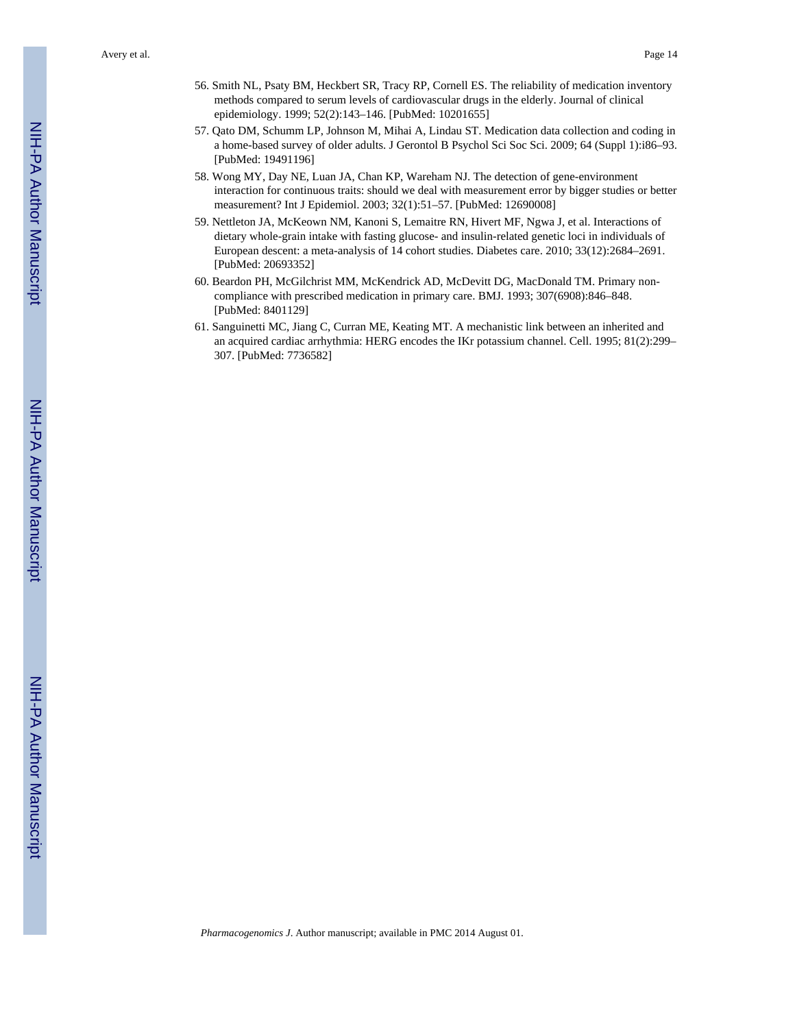56. Smith NL, Psaty BM, Heckbert SR, Tracy RP, Cornell ES. The reliability of medication inventory methods compared to serum levels of cardiovascular drugs in the elderly. Journal of clinical epidemiology. 1999; 52(2):143–146. [PubMed: 10201655]
57. Qato DM, Schumm LP, Johnson M, Mihai A, Lindau ST. Medication data collection and coding in a home-based survey of older adults. J Gerontol B Psychol Sci Soc Sci. 2009; 64 (Suppl 1):i86–93. [PubMed: 19491196]
58. Wong MY, Day NE, Luan JA, Chan KP, Wareham NJ. The detection of gene-environment interaction for continuous traits: should we deal with measurement error by bigger studies or better measurement? Int J Epidemiol. 2003; 32(1):51–57. [PubMed: 12690008]
59. Nettleton JA, McKeown NM, Kanoni S, Lemaitre RN, Hivert MF, Ngwa J, et al. Interactions of dietary whole-grain intake with fasting glucose- and insulin-related genetic loci in individuals of European descent: a meta-analysis of 14 cohort studies. Diabetes care. 2010; 33(12):2684–2691. [PubMed: 20693352]
60. Beardon PH, McGilchrist MM, McKendrick AD, McDevitt DG, MacDonald TM. Primary non-compliance with prescribed medication in primary care. BMJ. 1993; 307(6908):846–848. [PubMed: 8401129]
61. Sanguinetti MC, Jiang C, Curran ME, Keating MT. A mechanistic link between an inherited and an acquired cardiac arrhythmia: HERG encodes the IKr potassium channel. Cell. 1995; 81(2):299–307. [PubMed: 7736582]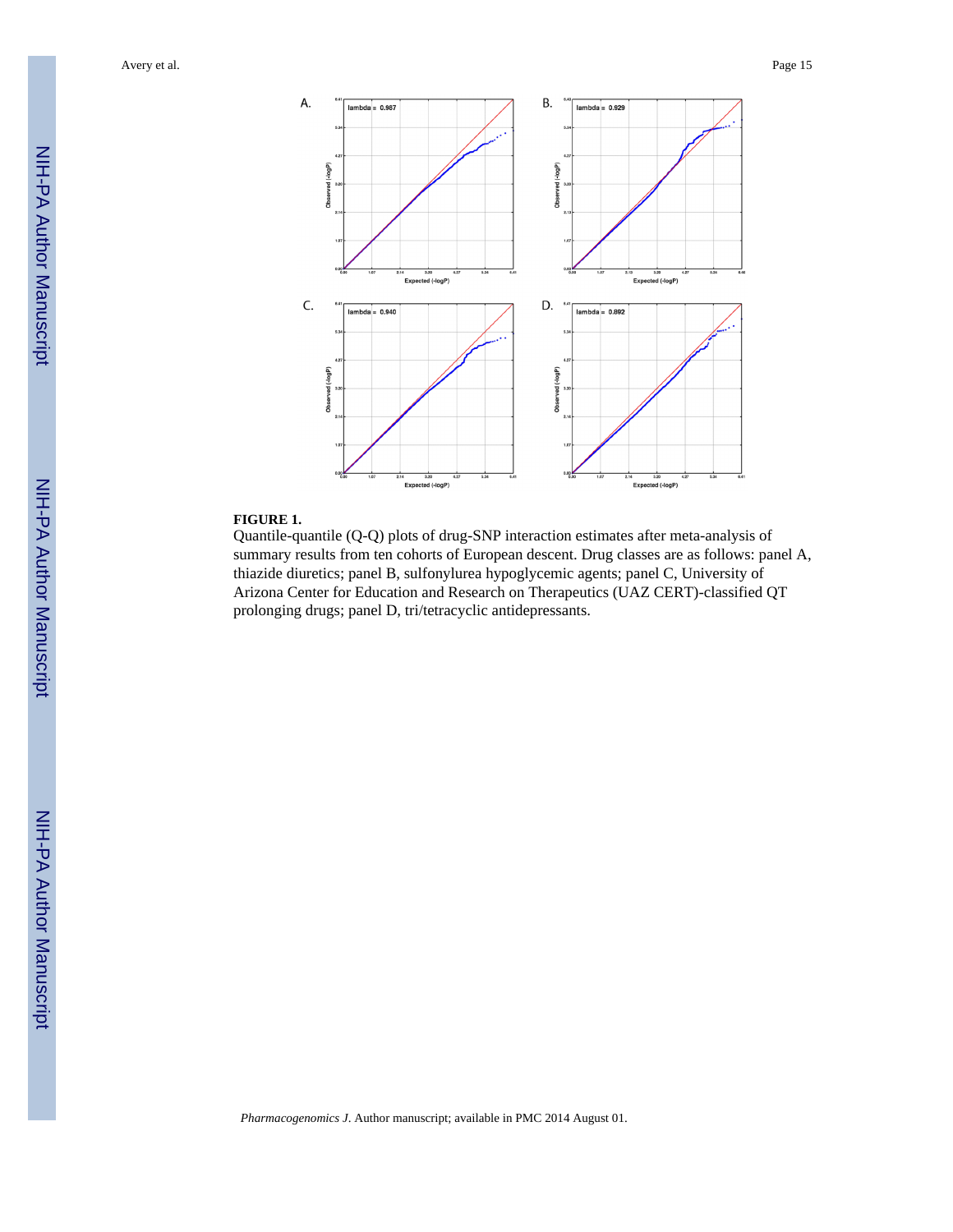**FIGURE 1.**

Quantile-quantile (Q-Q) plots of drug-SNP interaction estimates after meta-analysis of summary results from ten cohorts of European descent. Drug classes are as follows: panel A, thiazide diuretics; panel B, sulfonylurea hypoglycemic agents; panel C, University of Arizona Center for Education and Research on Therapeutics (UAZ CERT)-classified QT prolonging drugs; panel D, tri/tetracyclic antidepressants.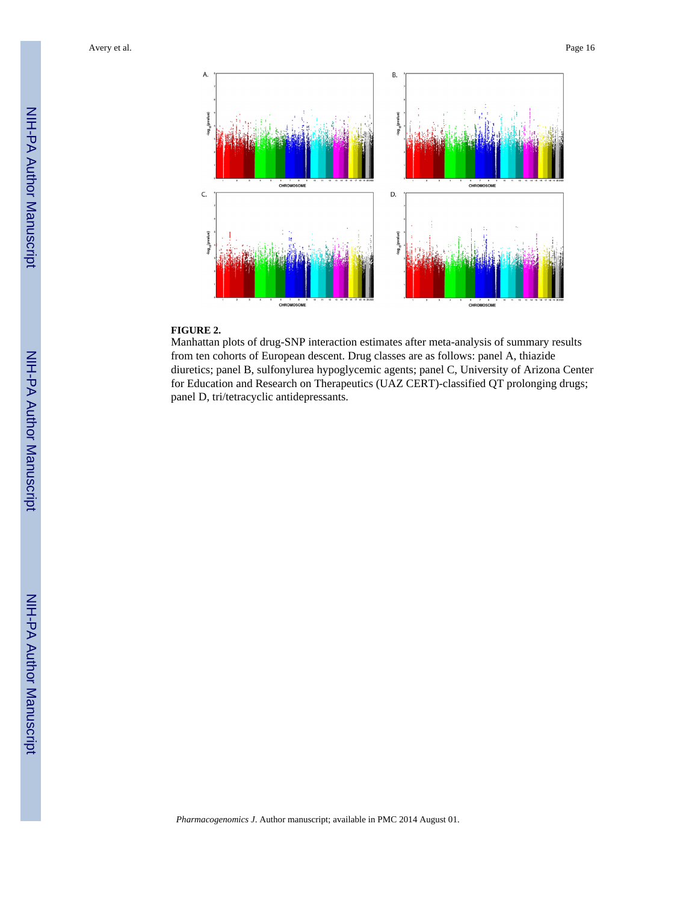**FIGURE 2.**

Manhattan plots of drug-SNP interaction estimates after meta-analysis of summary results from ten cohorts of European descent. Drug classes are as follows: panel A, thiazide diuretics; panel B, sulfonylurea hypoglycemic agents; panel C, University of Arizona Center for Education and Research on Therapeutics (UAZ CERT)-classified QT prolonging drugs; panel D, tri/tetracyclic antidepressants.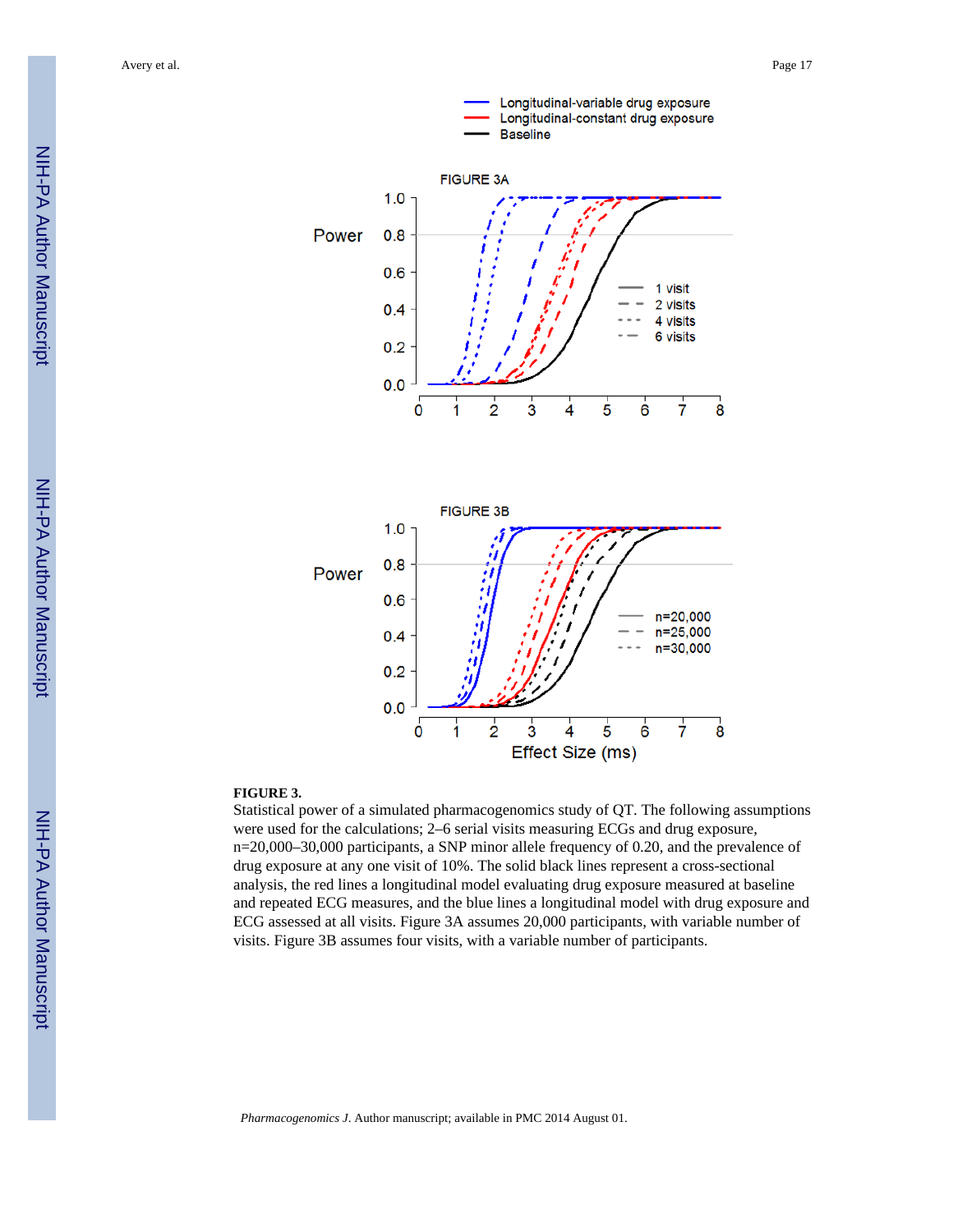**FIGURE 3.**

Statistical power of a simulated pharmacogenomics study of QT. The following assumptions were used for the calculations; 2–6 serial visits measuring ECGs and drug exposure, n=20,000–30,000 participants, a SNP minor allele frequency of 0.20, and the prevalence of drug exposure at any one visit of 10%. The solid black lines represent a cross-sectional analysis, the red lines a longitudinal model evaluating drug exposure measured at baseline and repeated ECG measures, and the blue lines a longitudinal model with drug exposure and ECG assessed at all visits. Figure 3A assumes 20,000 participants, with variable number of visits. Figure 3B assumes four visits, with a variable number of participants.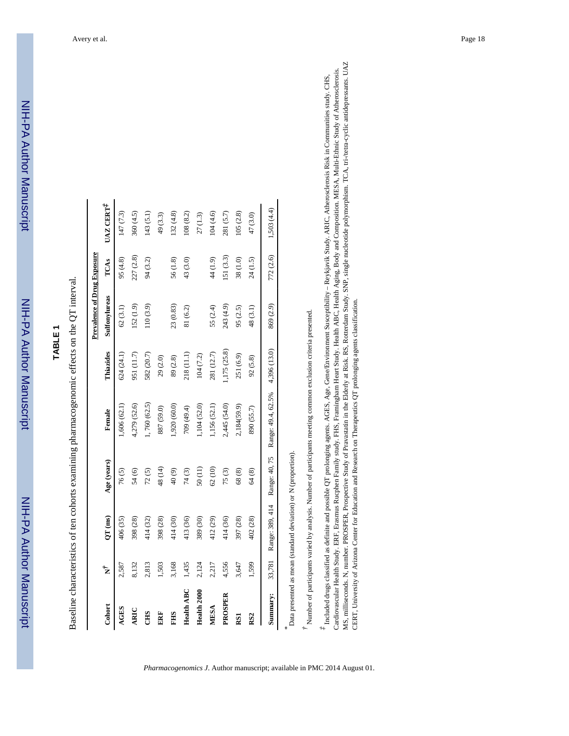# TABLE 1

Baseline characteristics of ten cohorts examining pharmacogenomic effects on the QT interval.

| Cohort | N[†] | QT (ms) | Age (years) | Female | Thiazides | Prevalence of Drug Exposure | | |
|---|---|---|---|---|---|---|---|---|
| | | | | | | Sulfonylureas | TCAs | UAZ CERT[‡] |
| **AGES** | 2,587 | 406 (35) | 76 (5) | 1,606 (62.1) | 624 (24.1) | 62 (3.1) | 95 (4.8) | 147 (7.3) |
| **ARIC** | 8,132 | 398 (28) | 54 (6) | 4,279 (52.6) | 951 (11.7) | 152 (1.9) | 227 (2.8) | 360 (4.5) |
| **CHS** | 2,813 | 414 (32) | 72 (5) | 1, 760 (62.5) | 582 (20.7) | 110 (3.9) | 94 (3.2) | 143 (5.1) |
| **ERF** | 1,503 | 398 (28) | 48 (14) | 887 (59.0) | 29 (2.0) | | | 49 (3.3) |
| **FHS** | 3,168 | 414 (30) | 40 (9) | 1,920 (60.0) | 89 (2.8) | 23 (0.83) | 56 (1.8) | 132 (4.8) |
| **Health ABC** | 1,435 | 413 (36) | 74 (3) | 709 (49.4) | 218 (11.1) | 81 (6.2) | 43 (3.0) | 108 (8.2) |
| **Health 2000** | 2,124 | 389 (30) | 50 (11) | 1,104 (52.0) | 104 (7.2) | | | 27 (1.3) |
| **MESA** | 2,217 | 412 (29) | 62 (10) | 1,156 (52.1) | 281 (12.7) | 55 (2.4) | 44 (1.9) | 104 (4.6) |
| **PROSPER** | 4,556 | 414 (36) | 75 (3) | 2,445 (54.0) | 1,175 (25.8) | 243 (4.9) | 151 (3.3) | 281 (5.7) |
| **RS1** | 3,647 | 397 (28) | 68 (8) | 2,184(59.9) | 251 (6.9) | 95 (2.5) | 38 (1.0) | 105 (2.8) |
| **RS2** | 1,599 | 402 (28) | 64 (8) | 890 (55.7) | 92 (5.8) | 48 (3.1) | 24 (1.5) | 47 (3.0) |
| **Summary:** | 33,781 | Range: 389, 414 | Range: 40, 75 | Range: 49.4, 62.5% | 4,396 (13.0) | 869 (2.9) | 772 (2.6) | 1,503 (4.4) |

\* Data presented as mean (standard deviation) or N (proportion).

† Number of participants varied by analysis. Number of participants meeting common exclusion criteria presented.

‡ Included drugs classified as definite and possible QT prolonging agents. AGES, Age, Gene/Environment Susceptibility – Reykjavik Study. ARIC, Atherosclerosis Risk in Communities study. CHS, Cardiovascular Health Study. ERF, Erasmus Rucphen Family study. FHS, Framingham Heart Study. Health ABC, Health Aging, Body and Composition. MESA, Multi-Ethnic Study of Atherosclerosis. MS, milliseconds. N, number. PROSPER, Prospective Study of Pravastatin in the Elderly at Risk. RS, Rotterdam Study. SNP, single nucleotide polymorphism. TCA, tri-/tetra-cyclic antidepressants. UAZ CERT, University of Arizona Center for Education and Research on Therapeutics QT prolonging agents classification.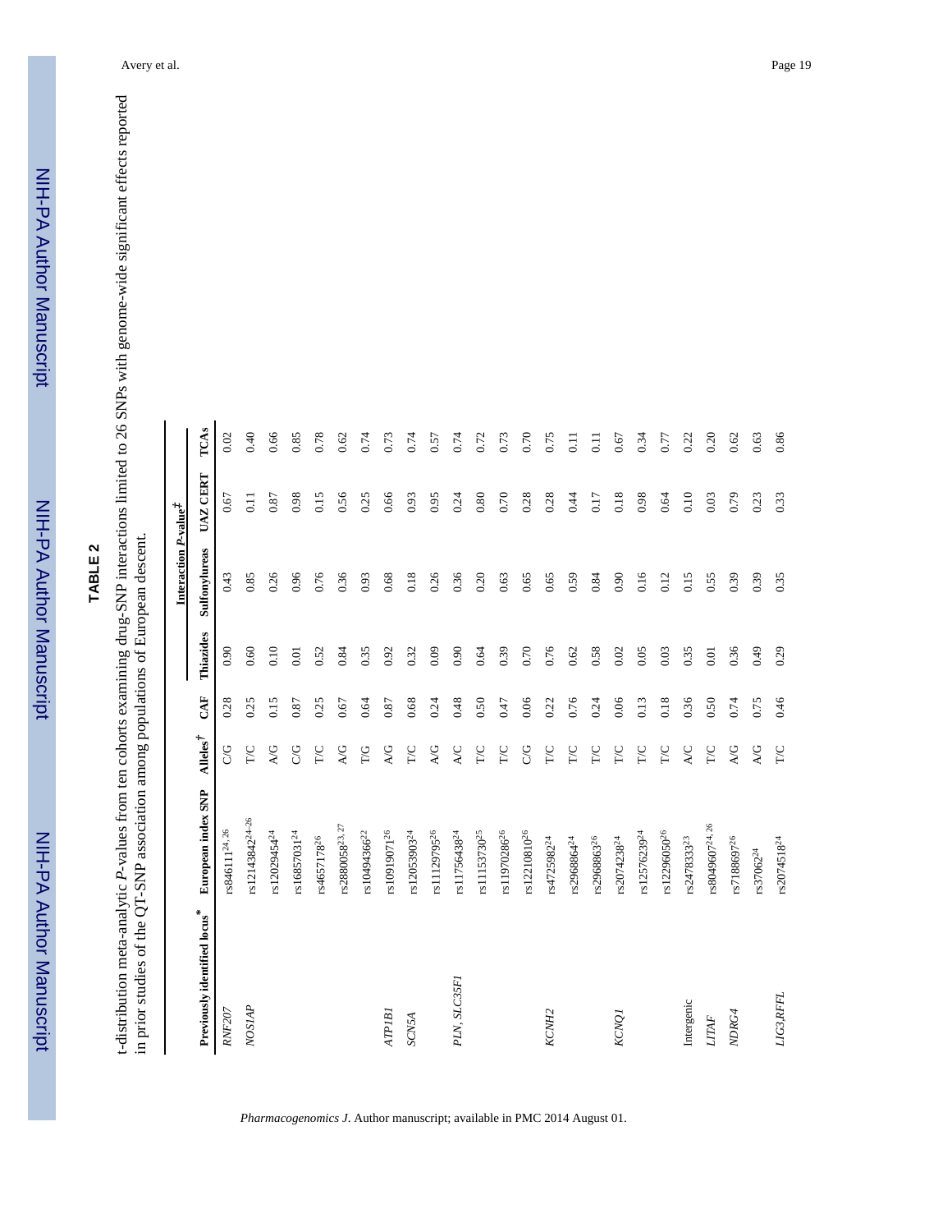## TABLE 2

t-distribution meta-analytic *P*-values from ten cohorts examining drug-SNP interactions limited to 26 SNPs with genome-wide significant effects reported in prior studies of the QT-SNP association among populations of European descent.

| Previously identified locus* | European index SNP | Alleles† | CAF | Interaction *P*-value‡ | | | |
|---|---|---|---|---|---|---|---|
| | | | | Thiazides | Sulfonylureas | UAZ CERT | TCAs |
| *RNF207* | rs846111[24, 26] | C/G | 0.28 | 0.90 | 0.43 | 0.67 | 0.02 |
| *NOS1AP* | rs12143842[24–26] | T/C | 0.25 | 0.60 | 0.85 | 0.11 | 0.40 |
| | rs12029454[24] | A/G | 0.15 | 0.10 | 0.26 | 0.87 | 0.66 |
| | rs16857031[24] | C/G | 0.87 | 0.01 | 0.96 | 0.98 | 0.85 |
| | rs4657178[26] | T/C | 0.25 | 0.52 | 0.76 | 0.15 | 0.78 |
| | rs2880058[23, 27] | A/G | 0.67 | 0.84 | 0.36 | 0.56 | 0.62 |
| | rs10494366[22] | T/G | 0.64 | 0.35 | 0.93 | 0.25 | 0.74 |
| *ATP1B1* | rs10919071[26] | A/G | 0.87 | 0.92 | 0.68 | 0.66 | 0.73 |
| *SCN5A* | rs12053903[24] | T/C | 0.68 | 0.32 | 0.18 | 0.93 | 0.74 |
| | rs11129795[26] | A/G | 0.24 | 0.09 | 0.26 | 0.95 | 0.57 |
| *PLN, SLC35F1* | rs11756438[24] | A/C | 0.48 | 0.90 | 0.36 | 0.24 | 0.74 |
| | rs11153730[25] | T/C | 0.50 | 0.64 | 0.20 | 0.80 | 0.72 |
| | rs11970286[26] | T/C | 0.47 | 0.39 | 0.63 | 0.70 | 0.73 |
| | rs12210810[26] | C/G | 0.06 | 0.70 | 0.65 | 0.28 | 0.70 |
| *KCNH2* | rs4725982[24] | T/C | 0.22 | 0.76 | 0.65 | 0.28 | 0.75 |
| | rs2968864[24] | T/C | 0.76 | 0.62 | 0.59 | 0.44 | 0.11 |
| | rs2968863[26] | T/C | 0.24 | 0.58 | 0.84 | 0.17 | 0.11 |
| *KCNQ1* | rs2074238[24] | T/C | 0.06 | 0.02 | 0.90 | 0.18 | 0.67 |
| | rs12576239[24] | T/C | 0.13 | 0.05 | 0.16 | 0.98 | 0.34 |
| | rs12296050[26] | T/C | 0.18 | 0.03 | 0.12 | 0.64 | 0.77 |
| Intergenic | rs2478333[23] | A/C | 0.36 | 0.35 | 0.15 | 0.10 | 0.22 |
| *LITAF* | rs8049607[24, 26] | T/C | 0.50 | 0.01 | 0.55 | 0.03 | 0.20 |
| *NDRG4* | rs7188697[26] | A/G | 0.74 | 0.36 | 0.39 | 0.79 | 0.62 |
| | rs37062[24] | A/G | 0.75 | 0.49 | 0.39 | 0.23 | 0.63 |
| *LIG3,RFFL* | rs2074518[24] | T/C | 0.46 | 0.29 | 0.35 | 0.33 | 0.86 |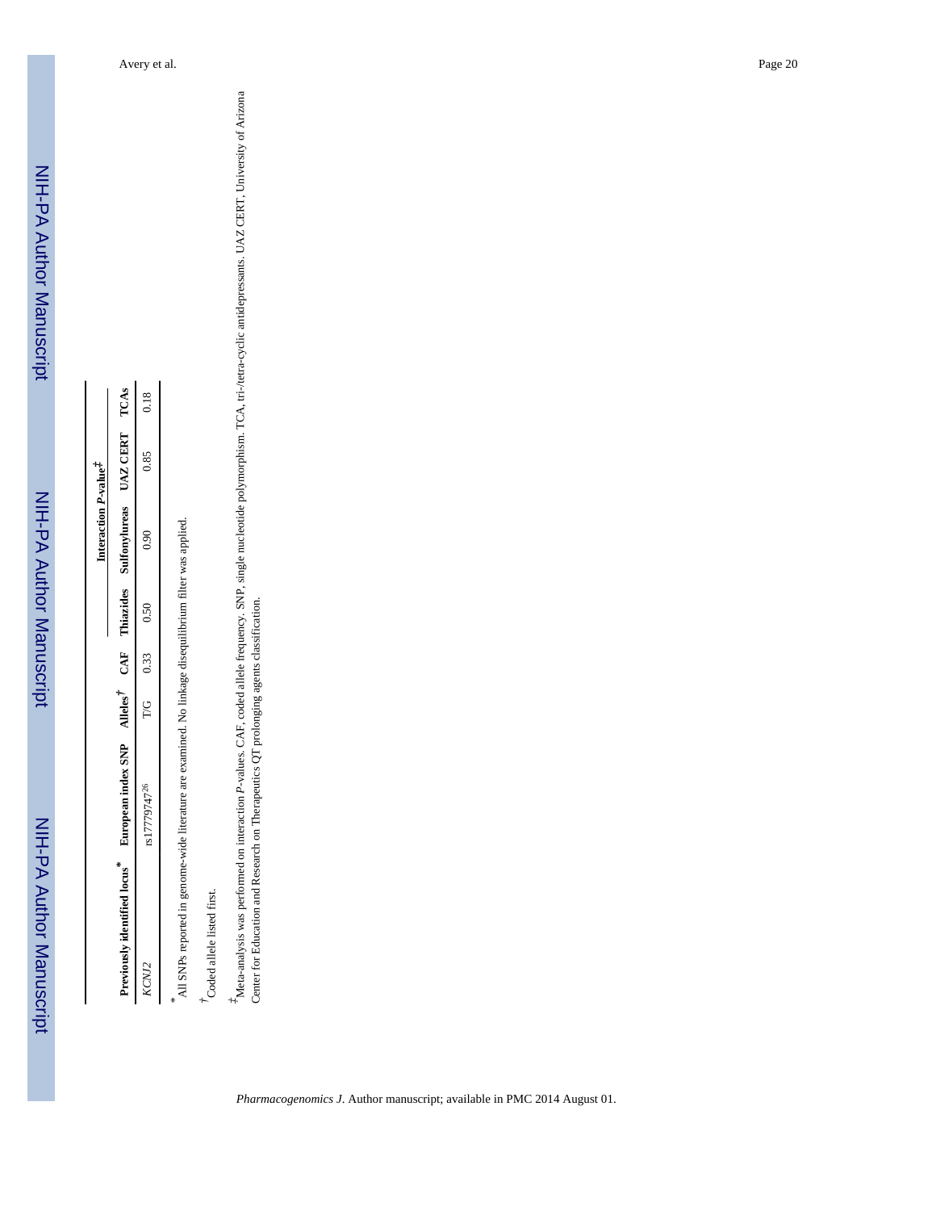| Previously identified locus* | European index SNP | Alleles† | CAF | Interaction *P*-value‡ | | | |
|---|---|---|---|---|---|---|---|
| | | | | Thiazides | Sulfonylureas | UAZ CERT | TCAs |
| *KCNJ2* | rs17779747[26] | T/G | 0.33 | 0.50 | 0.90 | 0.85 | 0.18 |

*All SNPs reported in genome-wide literature are examined. No linkage disequilibrium filter was applied.

†Coded allele listed first.

‡Meta-analysis was performed on interaction *P*-values. CAF, coded allele frequency. SNP, single nucleotide polymorphism. TCA, tri-/tetra-cyclic antidepressants. UAZ CERT, University of Arizona Center for Education and Research on Therapeutics QT prolonging agents classification.